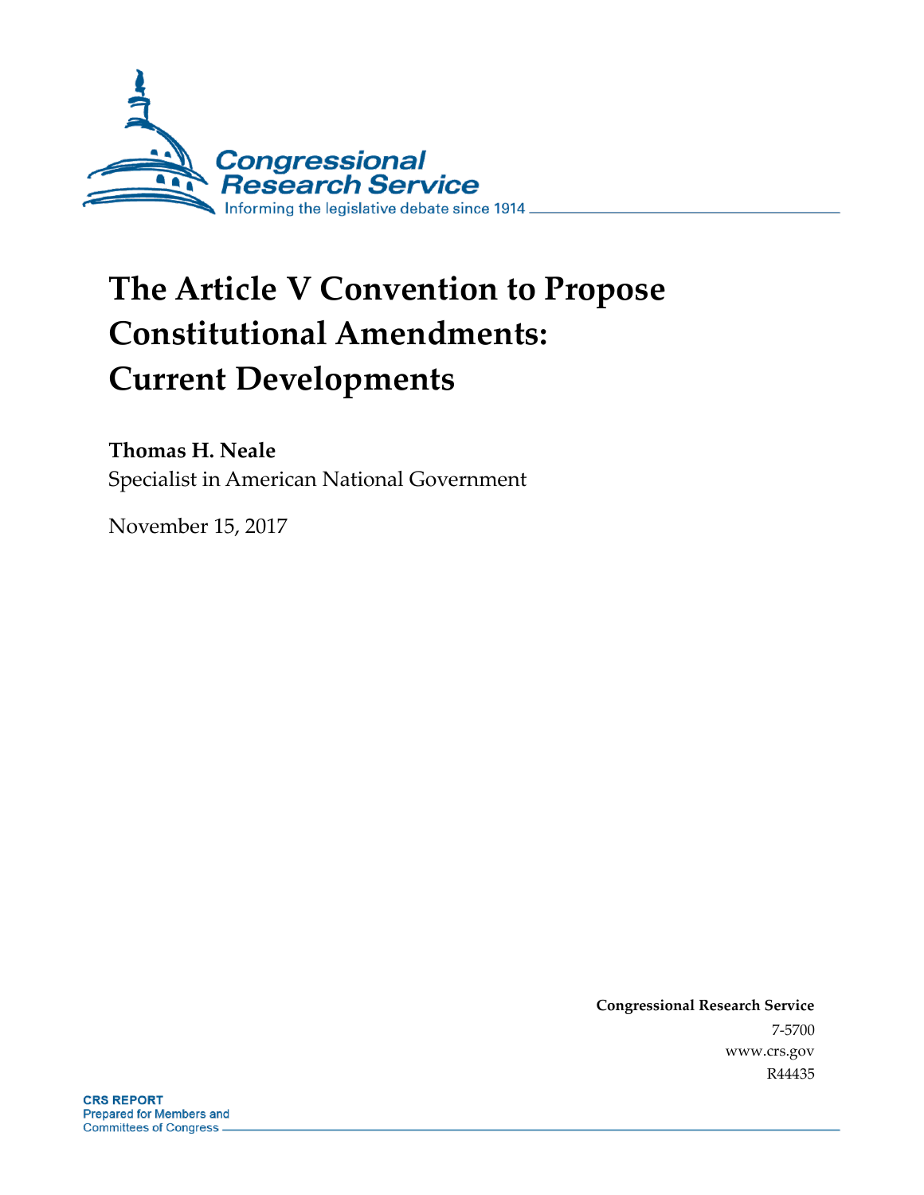Congressional Research Service

Informing the legislative debate since 1914

# The Article V Convention to Propose Constitutional Amendments: Current Developments

**Thomas H. Neale**

Specialist in American National Government

November 15, 2017

**Congressional Research Service**

7-5700

www.crs.gov

R44435

**CRS REPORT**

Prepared for Members and Committees of Congress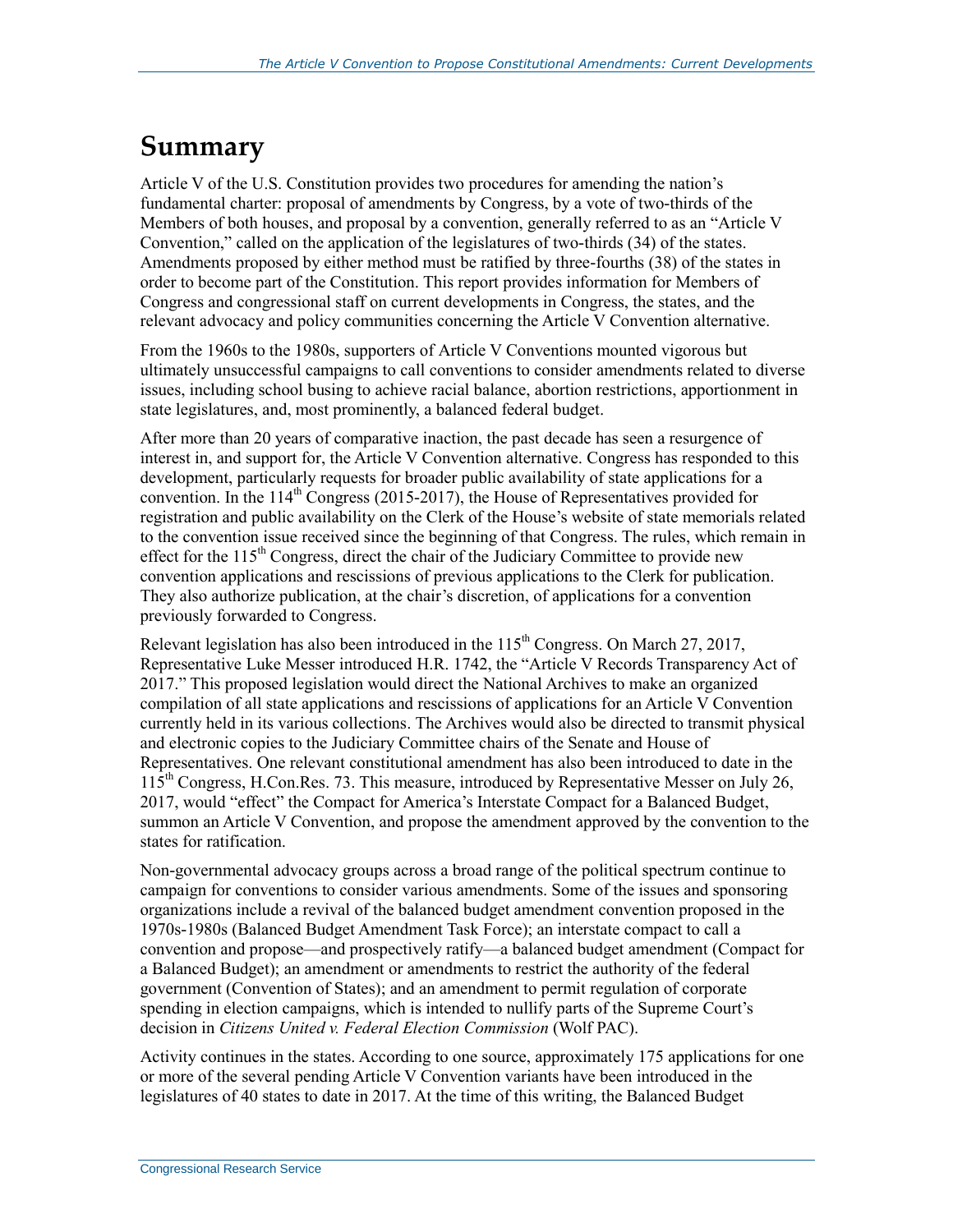# Summary

Article V of the U.S. Constitution provides two procedures for amending the nation's fundamental charter: proposal of amendments by Congress, by a vote of two-thirds of the Members of both houses, and proposal by a convention, generally referred to as an "Article V Convention," called on the application of the legislatures of two-thirds (34) of the states. Amendments proposed by either method must be ratified by three-fourths (38) of the states in order to become part of the Constitution. This report provides information for Members of Congress and congressional staff on current developments in Congress, the states, and the relevant advocacy and policy communities concerning the Article V Convention alternative.

From the 1960s to the 1980s, supporters of Article V Conventions mounted vigorous but ultimately unsuccessful campaigns to call conventions to consider amendments related to diverse issues, including school busing to achieve racial balance, abortion restrictions, apportionment in state legislatures, and, most prominently, a balanced federal budget.

After more than 20 years of comparative inaction, the past decade has seen a resurgence of interest in, and support for, the Article V Convention alternative. Congress has responded to this development, particularly requests for broader public availability of state applications for a convention. In the 114th Congress (2015-2017), the House of Representatives provided for registration and public availability on the Clerk of the House's website of state memorials related to the convention issue received since the beginning of that Congress. The rules, which remain in effect for the 115th Congress, direct the chair of the Judiciary Committee to provide new convention applications and rescissions of previous applications to the Clerk for publication. They also authorize publication, at the chair's discretion, of applications for a convention previously forwarded to Congress.

Relevant legislation has also been introduced in the 115th Congress. On March 27, 2017, Representative Luke Messer introduced H.R. 1742, the "Article V Records Transparency Act of 2017." This proposed legislation would direct the National Archives to make an organized compilation of all state applications and rescissions of applications for an Article V Convention currently held in its various collections. The Archives would also be directed to transmit physical and electronic copies to the Judiciary Committee chairs of the Senate and House of Representatives. One relevant constitutional amendment has also been introduced to date in the 115th Congress, H.Con.Res. 73. This measure, introduced by Representative Messer on July 26, 2017, would "effect" the Compact for America's Interstate Compact for a Balanced Budget, summon an Article V Convention, and propose the amendment approved by the convention to the states for ratification.

Non-governmental advocacy groups across a broad range of the political spectrum continue to campaign for conventions to consider various amendments. Some of the issues and sponsoring organizations include a revival of the balanced budget amendment convention proposed in the 1970s-1980s (Balanced Budget Amendment Task Force); an interstate compact to call a convention and propose—and prospectively ratify—a balanced budget amendment (Compact for a Balanced Budget); an amendment or amendments to restrict the authority of the federal government (Convention of States); and an amendment to permit regulation of corporate spending in election campaigns, which is intended to nullify parts of the Supreme Court's decision in *Citizens United v. Federal Election Commission* (Wolf PAC).

Activity continues in the states. According to one source, approximately 175 applications for one or more of the several pending Article V Convention variants have been introduced in the legislatures of 40 states to date in 2017. At the time of this writing, the Balanced Budget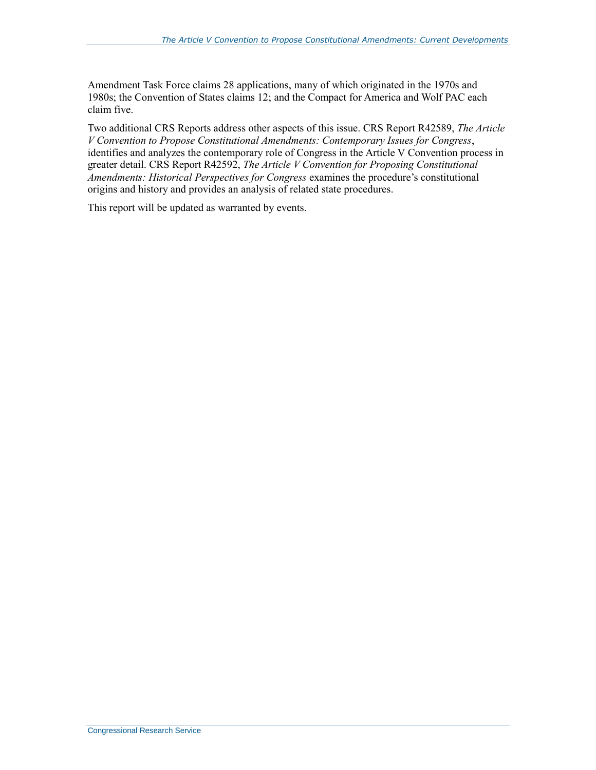Amendment Task Force claims 28 applications, many of which originated in the 1970s and 1980s; the Convention of States claims 12; and the Compact for America and Wolf PAC each claim five.

Two additional CRS Reports address other aspects of this issue. CRS Report R42589, *The Article V Convention to Propose Constitutional Amendments: Contemporary Issues for Congress*, identifies and analyzes the contemporary role of Congress in the Article V Convention process in greater detail. CRS Report R42592, *The Article V Convention for Proposing Constitutional Amendments: Historical Perspectives for Congress* examines the procedure's constitutional origins and history and provides an analysis of related state procedures.

This report will be updated as warranted by events.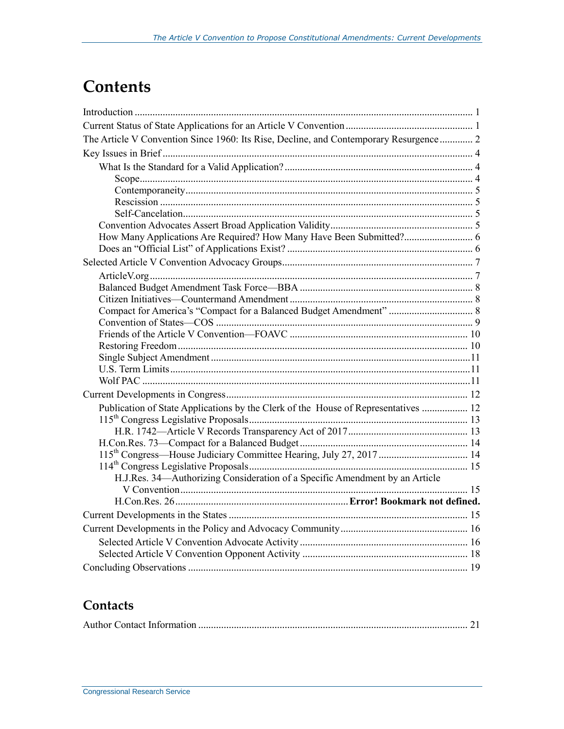# Contents

Introduction ..................................................................................................................................... 1
Current Status of State Applications for an Article V Convention .................................................. 1
The Article V Convention Since 1960: Its Rise, Decline, and Contemporary Resurgence ............. 2
Key Issues in Brief ........................................................................................................................... 4
    What Is the Standard for a Valid Application? ........................................................................... 4
        Scope .................................................................................................................................... 4
        Contemporaneity .................................................................................................................. 5
        Rescission ............................................................................................................................ 5
        Self-Cancelation ................................................................................................................... 5
    Convention Advocates Assert Broad Application Validity ........................................................ 5
    How Many Applications Are Required? How Many Have Been Submitted? ........................... 6
    Does an "Official List" of Applications Exist? ......................................................................... 6
Selected Article V Convention Advocacy Groups ........................................................................... 7
    ArticleV.org ............................................................................................................................... 7
    Balanced Budget Amendment Task Force—BBA .................................................................... 8
    Citizen Initiatives—Countermand Amendment ......................................................................... 8
    Compact for America's "Compact for a Balanced Budget Amendment" ................................. 8
    Convention of States—COS ..................................................................................................... 9
    Friends of the Article V Convention—FOAVC ...................................................................... 10
    Restoring Freedom .................................................................................................................. 10
    Single Subject Amendment ..................................................................................................... 11
    U.S. Term Limits ..................................................................................................................... 11
    Wolf PAC ................................................................................................................................ 11
Current Developments in Congress .............................................................................................. 12
    Publication of State Applications by the Clerk of the House of Representatives .................. 12
    115th Congress Legislative Proposals ..................................................................................... 13
        H.R. 1742—Article V Records Transparency Act of 2017 ............................................... 13
    H.Con.Res. 73—Compact for a Balanced Budget .................................................................. 14
    115th Congress—House Judiciary Committee Hearing, July 27, 2017 ................................... 14
    114th Congress Legislative Proposals ..................................................................................... 15
        H.J.Res. 34—Authorizing Consideration of a Specific Amendment by an Article V Convention ................................................................................................................. 15
        H.Con.Res. 26 ...................................................................... **Error! Bookmark not defined.**
Current Developments in the States ............................................................................................. 15
Current Developments in the Policy and Advocacy Community .................................................. 16
    Selected Article V Convention Advocate Activity .................................................................. 16
    Selected Article V Convention Opponent Activity ................................................................. 18
Concluding Observations .............................................................................................................. 19

## Contacts

Author Contact Information ......................................................................................................... 21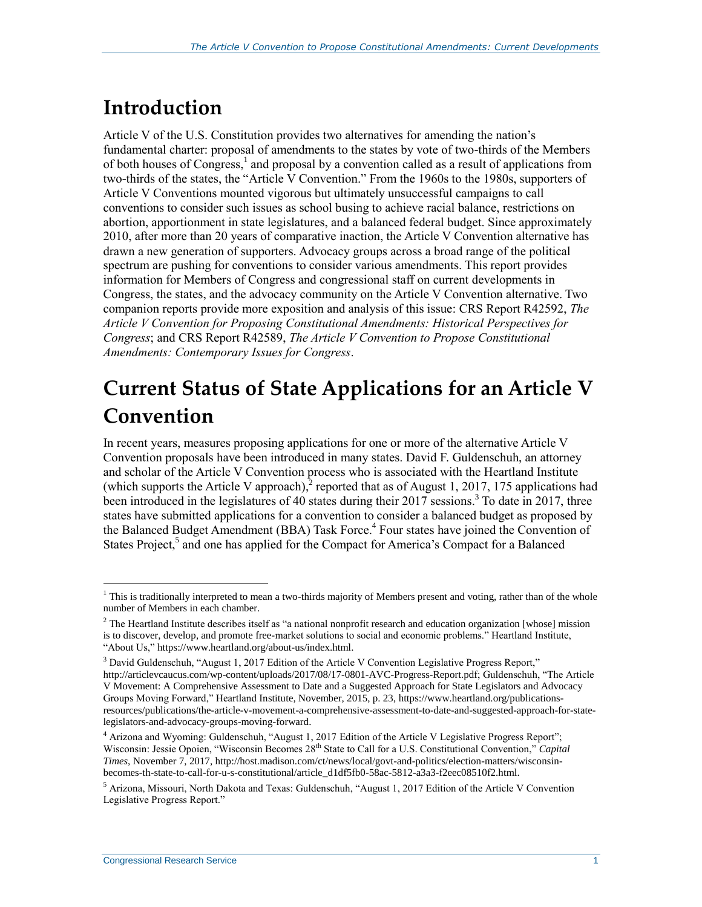# Introduction

Article V of the U.S. Constitution provides two alternatives for amending the nation's fundamental charter: proposal of amendments to the states by vote of two-thirds of the Members of both houses of Congress,[1] and proposal by a convention called as a result of applications from two-thirds of the states, the "Article V Convention." From the 1960s to the 1980s, supporters of Article V Conventions mounted vigorous but ultimately unsuccessful campaigns to call conventions to consider such issues as school busing to achieve racial balance, restrictions on abortion, apportionment in state legislatures, and a balanced federal budget. Since approximately 2010, after more than 20 years of comparative inaction, the Article V Convention alternative has drawn a new generation of supporters. Advocacy groups across a broad range of the political spectrum are pushing for conventions to consider various amendments. This report provides information for Members of Congress and congressional staff on current developments in Congress, the states, and the advocacy community on the Article V Convention alternative. Two companion reports provide more exposition and analysis of this issue: CRS Report R42592, *The Article V Convention for Proposing Constitutional Amendments: Historical Perspectives for Congress*; and CRS Report R42589, *The Article V Convention to Propose Constitutional Amendments: Contemporary Issues for Congress*.

# Current Status of State Applications for an Article V Convention

In recent years, measures proposing applications for one or more of the alternative Article V Convention proposals have been introduced in many states. David F. Guldenschuh, an attorney and scholar of the Article V Convention process who is associated with the Heartland Institute (which supports the Article V approach),[2] reported that as of August 1, 2017, 175 applications had been introduced in the legislatures of 40 states during their 2017 sessions.[3] To date in 2017, three states have submitted applications for a convention to consider a balanced budget as proposed by the Balanced Budget Amendment (BBA) Task Force.[4] Four states have joined the Convention of States Project,[5] and one has applied for the Compact for America's Compact for a Balanced

---

[1] This is traditionally interpreted to mean a two-thirds majority of Members present and voting, rather than of the whole number of Members in each chamber.

[2] The Heartland Institute describes itself as "a national nonprofit research and education organization [whose] mission is to discover, develop, and promote free-market solutions to social and economic problems." Heartland Institute, "About Us," https://www.heartland.org/about-us/index.html.

[3] David Guldenschuh, "August 1, 2017 Edition of the Article V Convention Legislative Progress Report," http://articlevcaucus.com/wp-content/uploads/2017/08/17-0801-AVC-Progress-Report.pdf; Guldenschuh, "The Article V Movement: A Comprehensive Assessment to Date and a Suggested Approach for State Legislators and Advocacy Groups Moving Forward," Heartland Institute, November, 2015, p. 23, https://www.heartland.org/publications-resources/publications/the-article-v-movement-a-comprehensive-assessment-to-date-and-suggested-approach-for-state-legislators-and-advocacy-groups-moving-forward.

[4] Arizona and Wyoming: Guldenschuh, "August 1, 2017 Edition of the Article V Legislative Progress Report"; Wisconsin: Jessie Opoien, "Wisconsin Becomes 28th State to Call for a U.S. Constitutional Convention," *Capital Times*, November 7, 2017, http://host.madison.com/ct/news/local/govt-and-politics/election-matters/wisconsin-becomes-th-state-to-call-for-u-s-constitutional/article_d1df5fb0-58ac-5812-a3a3-f2eec08510f2.html.

[5] Arizona, Missouri, North Dakota and Texas: Guldenschuh, "August 1, 2017 Edition of the Article V Convention Legislative Progress Report."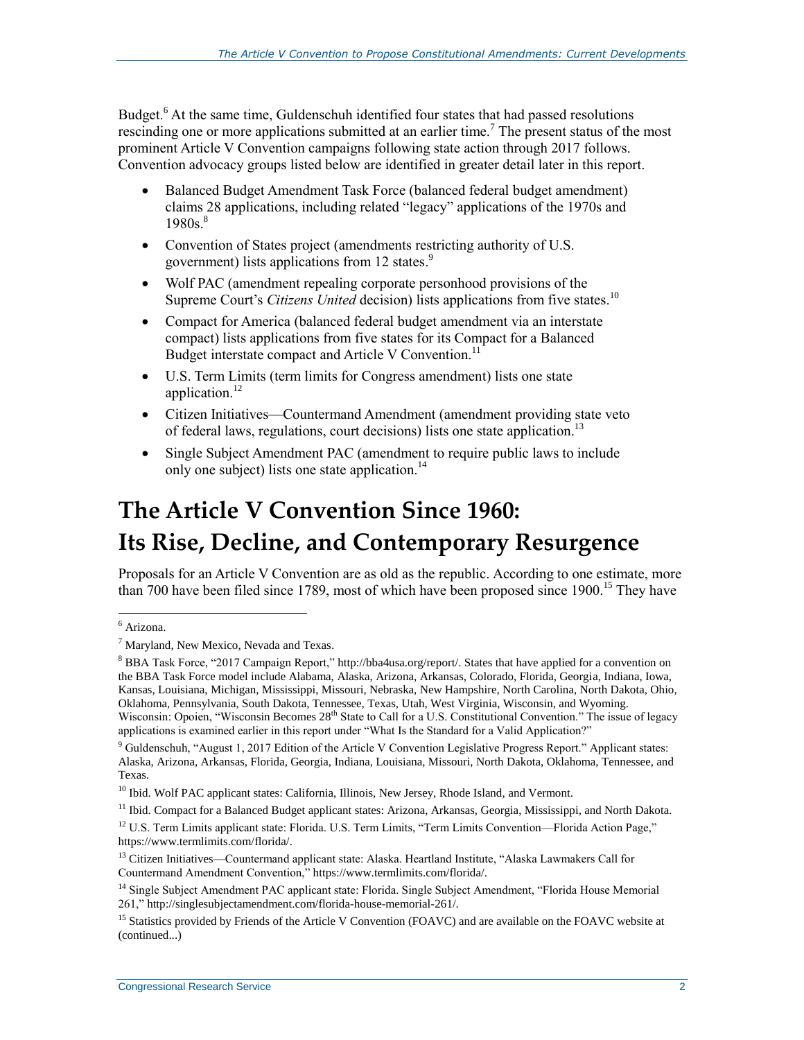Budget.[6] At the same time, Guldenschuh identified four states that had passed resolutions rescinding one or more applications submitted at an earlier time.[7] The present status of the most prominent Article V Convention campaigns following state action through 2017 follows. Convention advocacy groups listed below are identified in greater detail later in this report.

- Balanced Budget Amendment Task Force (balanced federal budget amendment) claims 28 applications, including related "legacy" applications of the 1970s and 1980s.[8]
- Convention of States project (amendments restricting authority of U.S. government) lists applications from 12 states.[9]
- Wolf PAC (amendment repealing corporate personhood provisions of the Supreme Court's *Citizens United* decision) lists applications from five states.[10]
- Compact for America (balanced federal budget amendment via an interstate compact) lists applications from five states for its Compact for a Balanced Budget interstate compact and Article V Convention.[11]
- U.S. Term Limits (term limits for Congress amendment) lists one state application.[12]
- Citizen Initiatives—Countermand Amendment (amendment providing state veto of federal laws, regulations, court decisions) lists one state application.[13]
- Single Subject Amendment PAC (amendment to require public laws to include only one subject) lists one state application.[14]

# The Article V Convention Since 1960: Its Rise, Decline, and Contemporary Resurgence

Proposals for an Article V Convention are as old as the republic. According to one estimate, more than 700 have been filed since 1789, most of which have been proposed since 1900.[15] They have

---

[6] Arizona.

[7] Maryland, New Mexico, Nevada and Texas.

[8] BBA Task Force, "2017 Campaign Report," http://bba4usa.org/report/. States that have applied for a convention on the BBA Task Force model include Alabama, Alaska, Arizona, Arkansas, Colorado, Florida, Georgia, Indiana, Iowa, Kansas, Louisiana, Michigan, Mississippi, Missouri, Nebraska, New Hampshire, North Carolina, North Dakota, Ohio, Oklahoma, Pennsylvania, South Dakota, Tennessee, Texas, Utah, West Virginia, Wisconsin, and Wyoming. Wisconsin: Opoien, "Wisconsin Becomes 28th State to Call for a U.S. Constitutional Convention." The issue of legacy applications is examined earlier in this report under "What Is the Standard for a Valid Application?"

[9] Guldenschuh, "August 1, 2017 Edition of the Article V Convention Legislative Progress Report." Applicant states: Alaska, Arizona, Arkansas, Florida, Georgia, Indiana, Louisiana, Missouri, North Dakota, Oklahoma, Tennessee, and Texas.

[10] Ibid. Wolf PAC applicant states: California, Illinois, New Jersey, Rhode Island, and Vermont.

[11] Ibid. Compact for a Balanced Budget applicant states: Arizona, Arkansas, Georgia, Mississippi, and North Dakota.

[12] U.S. Term Limits applicant state: Florida. U.S. Term Limits, "Term Limits Convention—Florida Action Page," https://www.termlimits.com/florida/.

[13] Citizen Initiatives—Countermand applicant state: Alaska. Heartland Institute, "Alaska Lawmakers Call for Countermand Amendment Convention," https://www.termlimits.com/florida/.

[14] Single Subject Amendment PAC applicant state: Florida. Single Subject Amendment, "Florida House Memorial 261," http://singlesubjectamendment.com/florida-house-memorial-261/.

[15] Statistics provided by Friends of the Article V Convention (FOAVC) and are available on the FOAVC website at (continued...)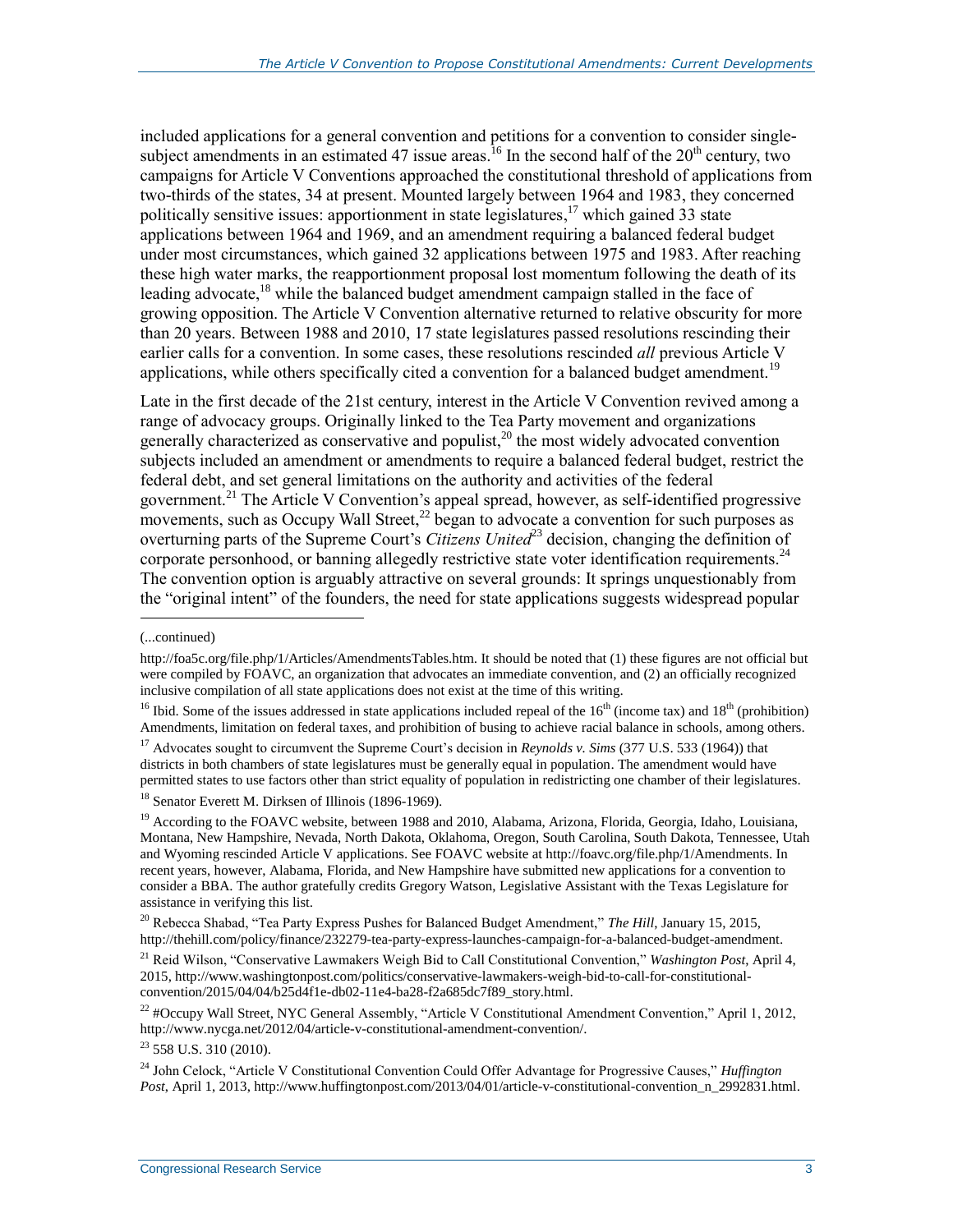included applications for a general convention and petitions for a convention to consider single-subject amendments in an estimated 47 issue areas.[16] In the second half of the 20th century, two campaigns for Article V Conventions approached the constitutional threshold of applications from two-thirds of the states, 34 at present. Mounted largely between 1964 and 1983, they concerned politically sensitive issues: apportionment in state legislatures,[17] which gained 33 state applications between 1964 and 1969, and an amendment requiring a balanced federal budget under most circumstances, which gained 32 applications between 1975 and 1983. After reaching these high water marks, the reapportionment proposal lost momentum following the death of its leading advocate,[18] while the balanced budget amendment campaign stalled in the face of growing opposition. The Article V Convention alternative returned to relative obscurity for more than 20 years. Between 1988 and 2010, 17 state legislatures passed resolutions rescinding their earlier calls for a convention. In some cases, these resolutions rescinded *all* previous Article V applications, while others specifically cited a convention for a balanced budget amendment.[19]

Late in the first decade of the 21st century, interest in the Article V Convention revived among a range of advocacy groups. Originally linked to the Tea Party movement and organizations generally characterized as conservative and populist,[20] the most widely advocated convention subjects included an amendment or amendments to require a balanced federal budget, restrict the federal debt, and set general limitations on the authority and activities of the federal government.[21] The Article V Convention's appeal spread, however, as self-identified progressive movements, such as Occupy Wall Street,[22] began to advocate a convention for such purposes as overturning parts of the Supreme Court's *Citizens United*[23] decision, changing the definition of corporate personhood, or banning allegedly restrictive state voter identification requirements.[24] The convention option is arguably attractive on several grounds: It springs unquestionably from the "original intent" of the founders, the need for state applications suggests widespread popular

---

(...continued)

http://foa5c.org/file.php/1/Articles/AmendmentsTables.htm. It should be noted that (1) these figures are not official but were compiled by FOAVC, an organization that advocates an immediate convention, and (2) an officially recognized inclusive compilation of all state applications does not exist at the time of this writing.

[16] Ibid. Some of the issues addressed in state applications included repeal of the 16th (income tax) and 18th (prohibition) Amendments, limitation on federal taxes, and prohibition of busing to achieve racial balance in schools, among others.

[17] Advocates sought to circumvent the Supreme Court's decision in *Reynolds v. Sims* (377 U.S. 533 (1964)) that districts in both chambers of state legislatures must be generally equal in population. The amendment would have permitted states to use factors other than strict equality of population in redistricting one chamber of their legislatures.

[18] Senator Everett M. Dirksen of Illinois (1896-1969).

[19] According to the FOAVC website, between 1988 and 2010, Alabama, Arizona, Florida, Georgia, Idaho, Louisiana, Montana, New Hampshire, Nevada, North Dakota, Oklahoma, Oregon, South Carolina, South Dakota, Tennessee, Utah and Wyoming rescinded Article V applications. See FOAVC website at http://foavc.org/file.php/1/Amendments. In recent years, however, Alabama, Florida, and New Hampshire have submitted new applications for a convention to consider a BBA. The author gratefully credits Gregory Watson, Legislative Assistant with the Texas Legislature for assistance in verifying this list.

[20] Rebecca Shabad, "Tea Party Express Pushes for Balanced Budget Amendment," *The Hill*, January 15, 2015, http://thehill.com/policy/finance/232279-tea-party-express-launches-campaign-for-a-balanced-budget-amendment.

[21] Reid Wilson, "Conservative Lawmakers Weigh Bid to Call Constitutional Convention," *Washington Post*, April 4, 2015, http://www.washingtonpost.com/politics/conservative-lawmakers-weigh-bid-to-call-for-constitutional-convention/2015/04/04/b25d4f1e-db02-11e4-ba28-f2a685dc7f89_story.html.

[22] #Occupy Wall Street, NYC General Assembly, "Article V Constitutional Amendment Convention," April 1, 2012, http://www.nycga.net/2012/04/article-v-constitutional-amendment-convention/.

[23] 558 U.S. 310 (2010).

[24] John Celock, "Article V Constitutional Convention Could Offer Advantage for Progressive Causes," *Huffington Post*, April 1, 2013, http://www.huffingtonpost.com/2013/04/01/article-v-constitutional-convention_n_2992831.html.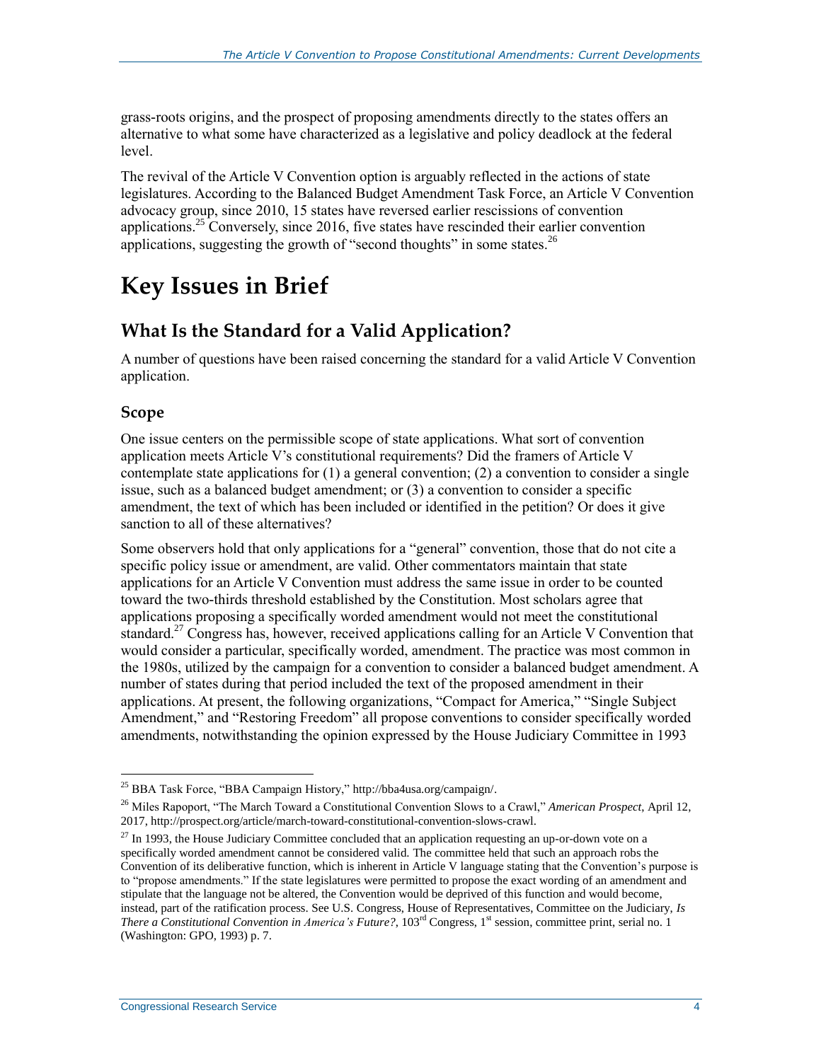grass-roots origins, and the prospect of proposing amendments directly to the states offers an alternative to what some have characterized as a legislative and policy deadlock at the federal level.

The revival of the Article V Convention option is arguably reflected in the actions of state legislatures. According to the Balanced Budget Amendment Task Force, an Article V Convention advocacy group, since 2010, 15 states have reversed earlier rescissions of convention applications.[25] Conversely, since 2016, five states have rescinded their earlier convention applications, suggesting the growth of "second thoughts" in some states.[26]

# Key Issues in Brief

## What Is the Standard for a Valid Application?

A number of questions have been raised concerning the standard for a valid Article V Convention application.

### Scope

One issue centers on the permissible scope of state applications. What sort of convention application meets Article V's constitutional requirements? Did the framers of Article V contemplate state applications for (1) a general convention; (2) a convention to consider a single issue, such as a balanced budget amendment; or (3) a convention to consider a specific amendment, the text of which has been included or identified in the petition? Or does it give sanction to all of these alternatives?

Some observers hold that only applications for a "general" convention, those that do not cite a specific policy issue or amendment, are valid. Other commentators maintain that state applications for an Article V Convention must address the same issue in order to be counted toward the two-thirds threshold established by the Constitution. Most scholars agree that applications proposing a specifically worded amendment would not meet the constitutional standard.[27] Congress has, however, received applications calling for an Article V Convention that would consider a particular, specifically worded, amendment. The practice was most common in the 1980s, utilized by the campaign for a convention to consider a balanced budget amendment. A number of states during that period included the text of the proposed amendment in their applications. At present, the following organizations, "Compact for America," "Single Subject Amendment," and "Restoring Freedom" all propose conventions to consider specifically worded amendments, notwithstanding the opinion expressed by the House Judiciary Committee in 1993

---

[25] BBA Task Force, "BBA Campaign History," http://bba4usa.org/campaign/.

[26] Miles Rapoport, "The March Toward a Constitutional Convention Slows to a Crawl," *American Prospect*, April 12, 2017, http://prospect.org/article/march-toward-constitutional-convention-slows-crawl.

[27] In 1993, the House Judiciary Committee concluded that an application requesting an up-or-down vote on a specifically worded amendment cannot be considered valid. The committee held that such an approach robs the Convention of its deliberative function, which is inherent in Article V language stating that the Convention's purpose is to "propose amendments." If the state legislatures were permitted to propose the exact wording of an amendment and stipulate that the language not be altered, the Convention would be deprived of this function and would become, instead, part of the ratification process. See U.S. Congress, House of Representatives, Committee on the Judiciary, *Is There a Constitutional Convention in America's Future?*, 103rd Congress, 1st session, committee print, serial no. 1 (Washington: GPO, 1993) p. 7.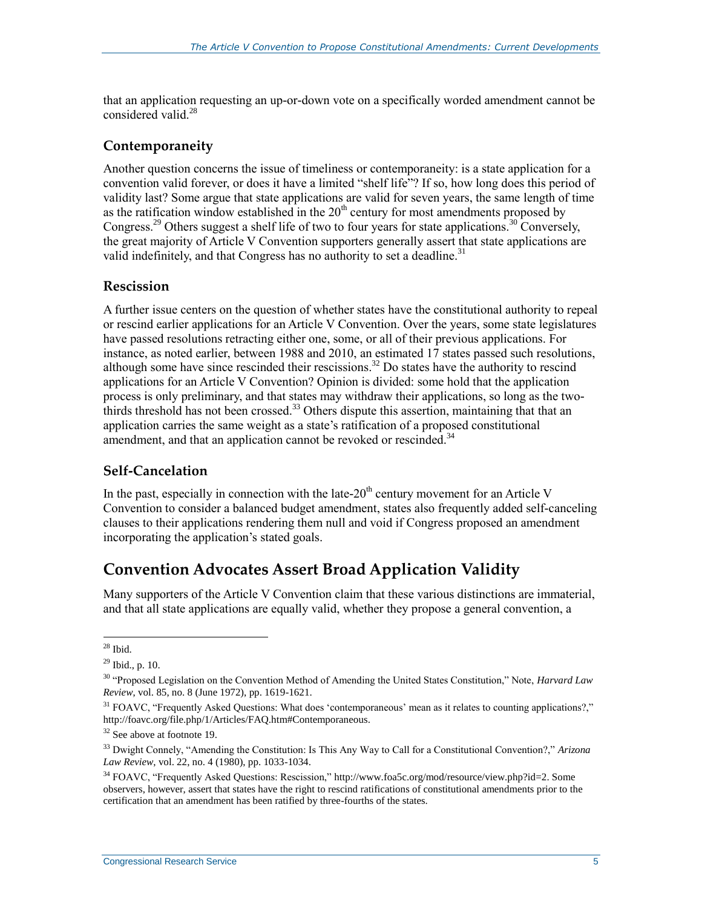that an application requesting an up-or-down vote on a specifically worded amendment cannot be considered valid.[28]

### Contemporaneity

Another question concerns the issue of timeliness or contemporaneity: is a state application for a convention valid forever, or does it have a limited "shelf life"? If so, how long does this period of validity last? Some argue that state applications are valid for seven years, the same length of time as the ratification window established in the 20th century for most amendments proposed by Congress.[29] Others suggest a shelf life of two to four years for state applications.[30] Conversely, the great majority of Article V Convention supporters generally assert that state applications are valid indefinitely, and that Congress has no authority to set a deadline.[31]

### Rescission

A further issue centers on the question of whether states have the constitutional authority to repeal or rescind earlier applications for an Article V Convention. Over the years, some state legislatures have passed resolutions retracting either one, some, or all of their previous applications. For instance, as noted earlier, between 1988 and 2010, an estimated 17 states passed such resolutions, although some have since rescinded their rescissions.[32] Do states have the authority to rescind applications for an Article V Convention? Opinion is divided: some hold that the application process is only preliminary, and that states may withdraw their applications, so long as the two-thirds threshold has not been crossed.[33] Others dispute this assertion, maintaining that that an application carries the same weight as a state's ratification of a proposed constitutional amendment, and that an application cannot be revoked or rescinded.[34]

### Self-Cancelation

In the past, especially in connection with the late-20th century movement for an Article V Convention to consider a balanced budget amendment, states also frequently added self-canceling clauses to their applications rendering them null and void if Congress proposed an amendment incorporating the application's stated goals.

## Convention Advocates Assert Broad Application Validity

Many supporters of the Article V Convention claim that these various distinctions are immaterial, and that all state applications are equally valid, whether they propose a general convention, a

---

[28] Ibid.

[29] Ibid., p. 10.

[30] "Proposed Legislation on the Convention Method of Amending the United States Constitution," Note, *Harvard Law Review*, vol. 85, no. 8 (June 1972), pp. 1619-1621.

[31] FOAVC, "Frequently Asked Questions: What does 'contemporaneous' mean as it relates to counting applications?," http://foavc.org/file.php/1/Articles/FAQ.htm#Contemporaneous.

[32] See above at footnote 19.

[33] Dwight Connely, "Amending the Constitution: Is This Any Way to Call for a Constitutional Convention?," *Arizona Law Review*, vol. 22, no. 4 (1980), pp. 1033-1034.

[34] FOAVC, "Frequently Asked Questions: Rescission," http://www.foa5c.org/mod/resource/view.php?id=2. Some observers, however, assert that states have the right to rescind ratifications of constitutional amendments prior to the certification that an amendment has been ratified by three-fourths of the states.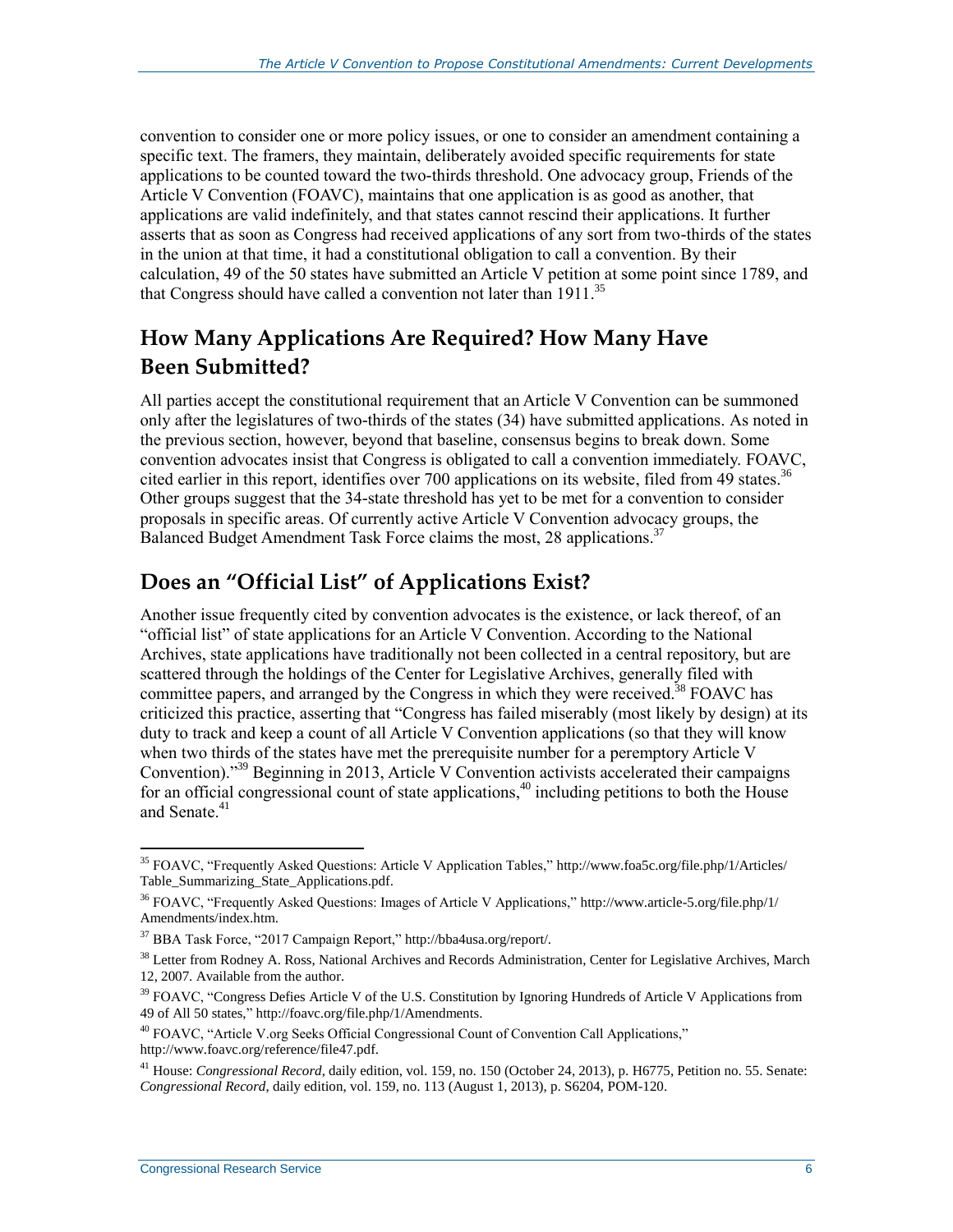convention to consider one or more policy issues, or one to consider an amendment containing a specific text. The framers, they maintain, deliberately avoided specific requirements for state applications to be counted toward the two-thirds threshold. One advocacy group, Friends of the Article V Convention (FOAVC), maintains that one application is as good as another, that applications are valid indefinitely, and that states cannot rescind their applications. It further asserts that as soon as Congress had received applications of any sort from two-thirds of the states in the union at that time, it had a constitutional obligation to call a convention. By their calculation, 49 of the 50 states have submitted an Article V petition at some point since 1789, and that Congress should have called a convention not later than 1911.[35]

## How Many Applications Are Required? How Many Have Been Submitted?

All parties accept the constitutional requirement that an Article V Convention can be summoned only after the legislatures of two-thirds of the states (34) have submitted applications. As noted in the previous section, however, beyond that baseline, consensus begins to break down. Some convention advocates insist that Congress is obligated to call a convention immediately. FOAVC, cited earlier in this report, identifies over 700 applications on its website, filed from 49 states.[36] Other groups suggest that the 34-state threshold has yet to be met for a convention to consider proposals in specific areas. Of currently active Article V Convention advocacy groups, the Balanced Budget Amendment Task Force claims the most, 28 applications.[37]

## Does an "Official List" of Applications Exist?

Another issue frequently cited by convention advocates is the existence, or lack thereof, of an "official list" of state applications for an Article V Convention. According to the National Archives, state applications have traditionally not been collected in a central repository, but are scattered through the holdings of the Center for Legislative Archives, generally filed with committee papers, and arranged by the Congress in which they were received.[38] FOAVC has criticized this practice, asserting that "Congress has failed miserably (most likely by design) at its duty to track and keep a count of all Article V Convention applications (so that they will know when two thirds of the states have met the prerequisite number for a peremptory Article V Convention)."[39] Beginning in 2013, Article V Convention activists accelerated their campaigns for an official congressional count of state applications,[40] including petitions to both the House and Senate.[41]

---

[35] FOAVC, "Frequently Asked Questions: Article V Application Tables," http://www.foa5c.org/file.php/1/Articles/Table_Summarizing_State_Applications.pdf.

[36] FOAVC, "Frequently Asked Questions: Images of Article V Applications," http://www.article-5.org/file.php/1/Amendments/index.htm.

[37] BBA Task Force, "2017 Campaign Report," http://bba4usa.org/report/.

[38] Letter from Rodney A. Ross, National Archives and Records Administration, Center for Legislative Archives, March 12, 2007. Available from the author.

[39] FOAVC, "Congress Defies Article V of the U.S. Constitution by Ignoring Hundreds of Article V Applications from 49 of All 50 states," http://foavc.org/file.php/1/Amendments.

[40] FOAVC, "Article V.org Seeks Official Congressional Count of Convention Call Applications," http://www.foavc.org/reference/file47.pdf.

[41] House: *Congressional Record*, daily edition, vol. 159, no. 150 (October 24, 2013), p. H6775, Petition no. 55. Senate: *Congressional Record*, daily edition, vol. 159, no. 113 (August 1, 2013), p. S6204, POM-120.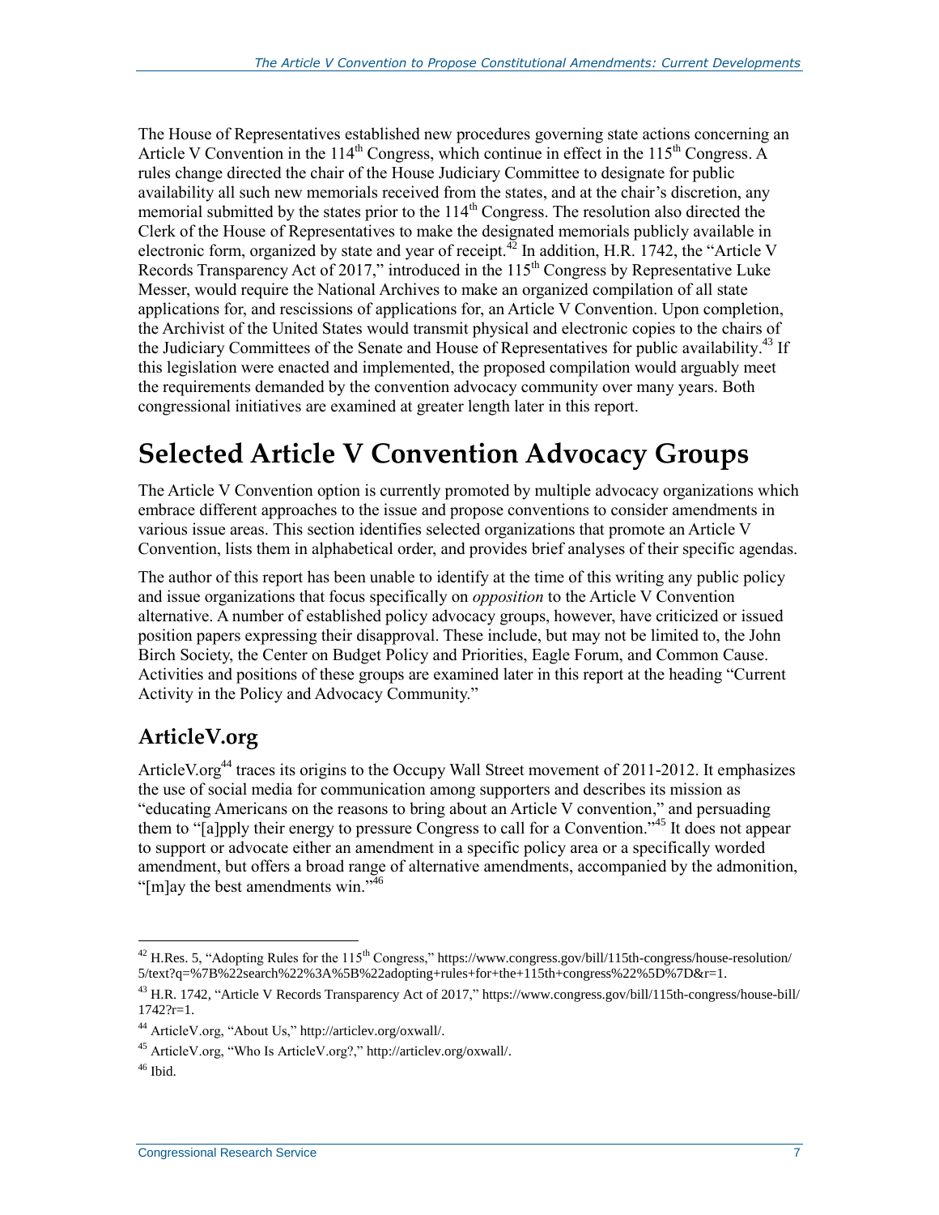The House of Representatives established new procedures governing state actions concerning an Article V Convention in the 114th Congress, which continue in effect in the 115th Congress. A rules change directed the chair of the House Judiciary Committee to designate for public availability all such new memorials received from the states, and at the chair's discretion, any memorial submitted by the states prior to the 114th Congress. The resolution also directed the Clerk of the House of Representatives to make the designated memorials publicly available in electronic form, organized by state and year of receipt.[42] In addition, H.R. 1742, the "Article V Records Transparency Act of 2017," introduced in the 115th Congress by Representative Luke Messer, would require the National Archives to make an organized compilation of all state applications for, and rescissions of applications for, an Article V Convention. Upon completion, the Archivist of the United States would transmit physical and electronic copies to the chairs of the Judiciary Committees of the Senate and House of Representatives for public availability.[43] If this legislation were enacted and implemented, the proposed compilation would arguably meet the requirements demanded by the convention advocacy community over many years. Both congressional initiatives are examined at greater length later in this report.

# Selected Article V Convention Advocacy Groups

The Article V Convention option is currently promoted by multiple advocacy organizations which embrace different approaches to the issue and propose conventions to consider amendments in various issue areas. This section identifies selected organizations that promote an Article V Convention, lists them in alphabetical order, and provides brief analyses of their specific agendas.

The author of this report has been unable to identify at the time of this writing any public policy and issue organizations that focus specifically on *opposition* to the Article V Convention alternative. A number of established policy advocacy groups, however, have criticized or issued position papers expressing their disapproval. These include, but may not be limited to, the John Birch Society, the Center on Budget Policy and Priorities, Eagle Forum, and Common Cause. Activities and positions of these groups are examined later in this report at the heading "Current Activity in the Policy and Advocacy Community."

## ArticleV.org

ArticleV.org[44] traces its origins to the Occupy Wall Street movement of 2011-2012. It emphasizes the use of social media for communication among supporters and describes its mission as "educating Americans on the reasons to bring about an Article V convention," and persuading them to "[a]pply their energy to pressure Congress to call for a Convention."[45] It does not appear to support or advocate either an amendment in a specific policy area or a specifically worded amendment, but offers a broad range of alternative amendments, accompanied by the admonition, "[m]ay the best amendments win."[46]

---

[42] H.Res. 5, "Adopting Rules for the 115th Congress," https://www.congress.gov/bill/115th-congress/house-resolution/5/text?q=%7B%22search%22%3A%5B%22adopting+rules+for+the+115th+congress%22%5D%7D&r=1.

[43] H.R. 1742, "Article V Records Transparency Act of 2017," https://www.congress.gov/bill/115th-congress/house-bill/1742?r=1.

[44] ArticleV.org, "About Us," http://articlev.org/oxwall/.

[45] ArticleV.org, "Who Is ArticleV.org?," http://articlev.org/oxwall/.

[46] Ibid.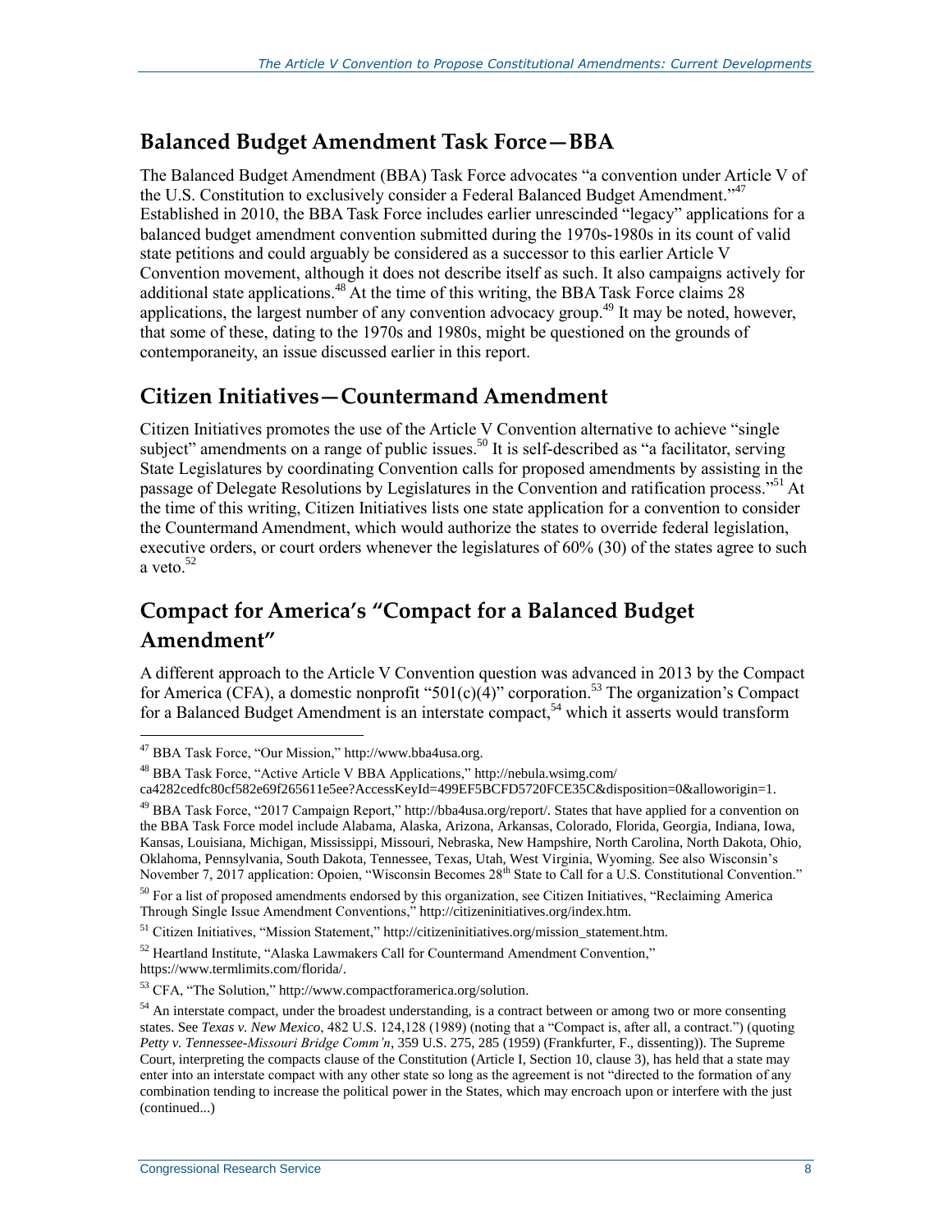## Balanced Budget Amendment Task Force—BBA

The Balanced Budget Amendment (BBA) Task Force advocates "a convention under Article V of the U.S. Constitution to exclusively consider a Federal Balanced Budget Amendment."[47] Established in 2010, the BBA Task Force includes earlier unrescinded "legacy" applications for a balanced budget amendment convention submitted during the 1970s-1980s in its count of valid state petitions and could arguably be considered as a successor to this earlier Article V Convention movement, although it does not describe itself as such. It also campaigns actively for additional state applications.[48] At the time of this writing, the BBA Task Force claims 28 applications, the largest number of any convention advocacy group.[49] It may be noted, however, that some of these, dating to the 1970s and 1980s, might be questioned on the grounds of contemporaneity, an issue discussed earlier in this report.

## Citizen Initiatives—Countermand Amendment

Citizen Initiatives promotes the use of the Article V Convention alternative to achieve "single subject" amendments on a range of public issues.[50] It is self-described as "a facilitator, serving State Legislatures by coordinating Convention calls for proposed amendments by assisting in the passage of Delegate Resolutions by Legislatures in the Convention and ratification process."[51] At the time of this writing, Citizen Initiatives lists one state application for a convention to consider the Countermand Amendment, which would authorize the states to override federal legislation, executive orders, or court orders whenever the legislatures of 60% (30) of the states agree to such a veto.[52]

## Compact for America's "Compact for a Balanced Budget Amendment"

A different approach to the Article V Convention question was advanced in 2013 by the Compact for America (CFA), a domestic nonprofit "501(c)(4)" corporation.[53] The organization's Compact for a Balanced Budget Amendment is an interstate compact,[54] which it asserts would transform

---

[47] BBA Task Force, "Our Mission," http://www.bba4usa.org.

[48] BBA Task Force, "Active Article V BBA Applications," http://nebula.wsimg.com/ca4282cedfc80cf582e69f265611e5ee?AccessKeyId=499EF5BCFD5720FCE35C&disposition=0&alloworigin=1.

[49] BBA Task Force, "2017 Campaign Report," http://bba4usa.org/report/. States that have applied for a convention on the BBA Task Force model include Alabama, Alaska, Arizona, Arkansas, Colorado, Florida, Georgia, Indiana, Iowa, Kansas, Louisiana, Michigan, Mississippi, Missouri, Nebraska, New Hampshire, North Carolina, North Dakota, Ohio, Oklahoma, Pennsylvania, South Dakota, Tennessee, Texas, Utah, West Virginia, Wyoming. See also Wisconsin's November 7, 2017 application: Opoien, "Wisconsin Becomes 28th State to Call for a U.S. Constitutional Convention."

[50] For a list of proposed amendments endorsed by this organization, see Citizen Initiatives, "Reclaiming America Through Single Issue Amendment Conventions," http://citizeninitiatives.org/index.htm.

[51] Citizen Initiatives, "Mission Statement," http://citizeninitiatives.org/mission_statement.htm.

[52] Heartland Institute, "Alaska Lawmakers Call for Countermand Amendment Convention," https://www.termlimits.com/florida/.

[53] CFA, "The Solution," http://www.compactforamerica.org/solution.

[54] An interstate compact, under the broadest understanding, is a contract between or among two or more consenting states. See *Texas v. New Mexico*, 482 U.S. 124,128 (1989) (noting that a "Compact is, after all, a contract.") (quoting *Petty v. Tennessee-Missouri Bridge Comm'n*, 359 U.S. 275, 285 (1959) (Frankfurter, F., dissenting)). The Supreme Court, interpreting the compacts clause of the Constitution (Article I, Section 10, clause 3), has held that a state may enter into an interstate compact with any other state so long as the agreement is not "directed to the formation of any combination tending to increase the political power in the States, which may encroach upon or interfere with the just (continued...)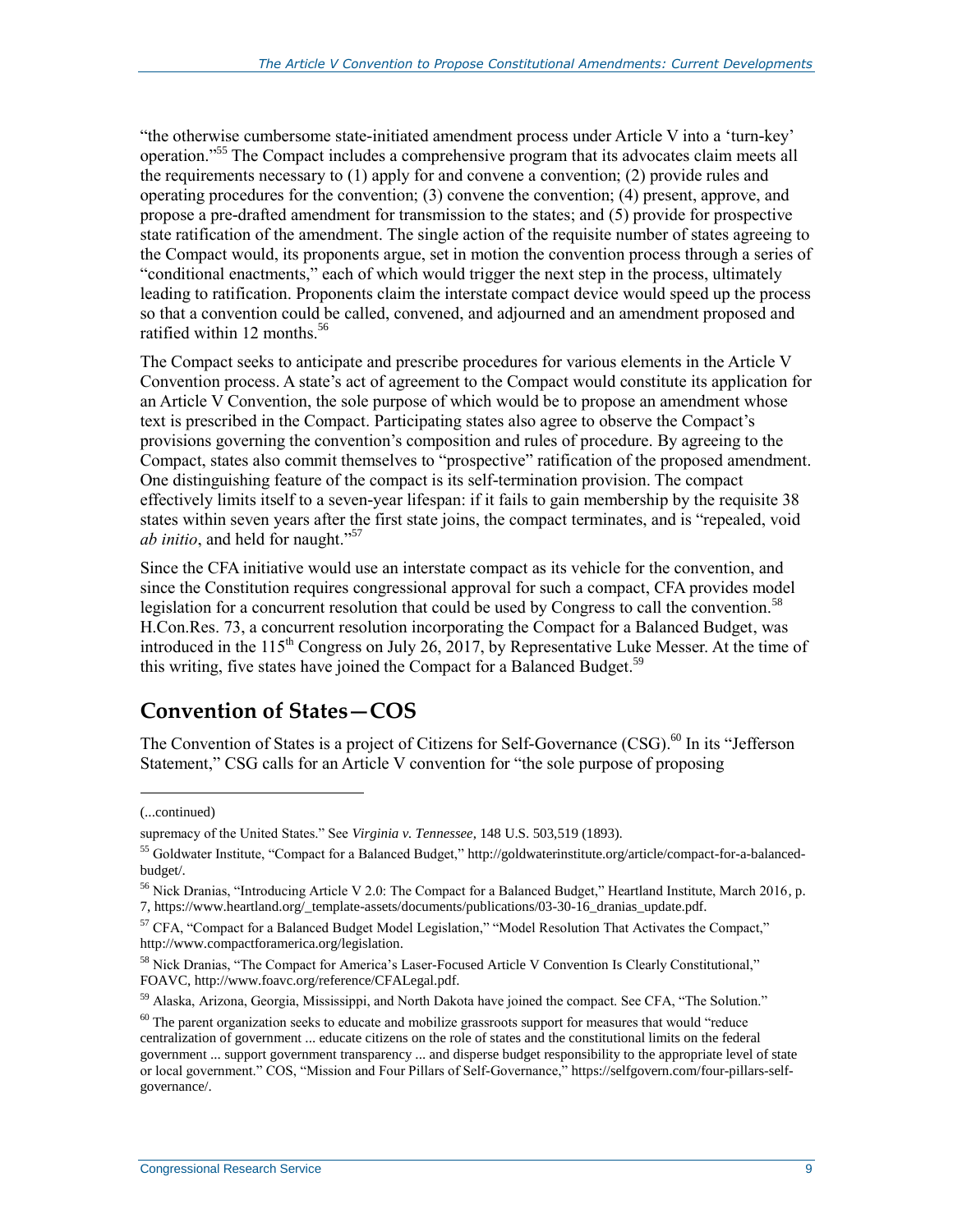"the otherwise cumbersome state-initiated amendment process under Article V into a 'turn-key' operation."[55] The Compact includes a comprehensive program that its advocates claim meets all the requirements necessary to (1) apply for and convene a convention; (2) provide rules and operating procedures for the convention; (3) convene the convention; (4) present, approve, and propose a pre-drafted amendment for transmission to the states; and (5) provide for prospective state ratification of the amendment. The single action of the requisite number of states agreeing to the Compact would, its proponents argue, set in motion the convention process through a series of "conditional enactments," each of which would trigger the next step in the process, ultimately leading to ratification. Proponents claim the interstate compact device would speed up the process so that a convention could be called, convened, and adjourned and an amendment proposed and ratified within 12 months.[56]

The Compact seeks to anticipate and prescribe procedures for various elements in the Article V Convention process. A state's act of agreement to the Compact would constitute its application for an Article V Convention, the sole purpose of which would be to propose an amendment whose text is prescribed in the Compact. Participating states also agree to observe the Compact's provisions governing the convention's composition and rules of procedure. By agreeing to the Compact, states also commit themselves to "prospective" ratification of the proposed amendment. One distinguishing feature of the compact is its self-termination provision. The compact effectively limits itself to a seven-year lifespan: if it fails to gain membership by the requisite 38 states within seven years after the first state joins, the compact terminates, and is "repealed, void *ab initio*, and held for naught."[57]

Since the CFA initiative would use an interstate compact as its vehicle for the convention, and since the Constitution requires congressional approval for such a compact, CFA provides model legislation for a concurrent resolution that could be used by Congress to call the convention.[58] H.Con.Res. 73, a concurrent resolution incorporating the Compact for a Balanced Budget, was introduced in the 115th Congress on July 26, 2017, by Representative Luke Messer. At the time of this writing, five states have joined the Compact for a Balanced Budget.[59]

## Convention of States—COS

The Convention of States is a project of Citizens for Self-Governance (CSG).[60] In its "Jefferson Statement," CSG calls for an Article V convention for "the sole purpose of proposing

---

(...continued)

supremacy of the United States." See *Virginia v. Tennessee*, 148 U.S. 503,519 (1893).

[55] Goldwater Institute, "Compact for a Balanced Budget," http://goldwaterinstitute.org/article/compact-for-a-balanced-budget/.

[56] Nick Dranias, "Introducing Article V 2.0: The Compact for a Balanced Budget," Heartland Institute, March 2016, p. 7, https://www.heartland.org/_template-assets/documents/publications/03-30-16_dranias_update.pdf.

[57] CFA, "Compact for a Balanced Budget Model Legislation," "Model Resolution That Activates the Compact," http://www.compactforamerica.org/legislation.

[58] Nick Dranias, "The Compact for America's Laser-Focused Article V Convention Is Clearly Constitutional," FOAVC, http://www.foavc.org/reference/CFALegal.pdf.

[59] Alaska, Arizona, Georgia, Mississippi, and North Dakota have joined the compact. See CFA, "The Solution."

[60] The parent organization seeks to educate and mobilize grassroots support for measures that would "reduce centralization of government ... educate citizens on the role of states and the constitutional limits on the federal government ... support government transparency ... and disperse budget responsibility to the appropriate level of state or local government." COS, "Mission and Four Pillars of Self-Governance," https://selfgovern.com/four-pillars-self-governance/.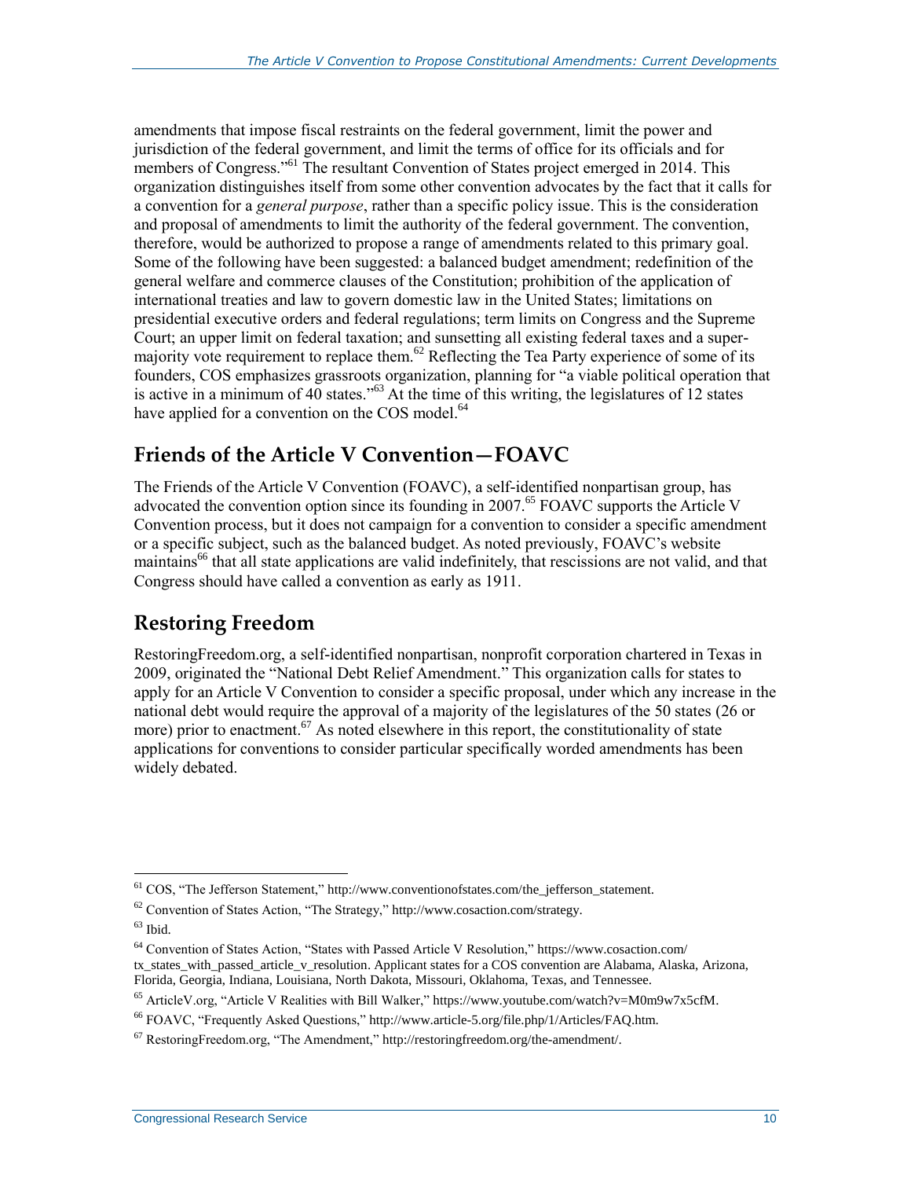amendments that impose fiscal restraints on the federal government, limit the power and jurisdiction of the federal government, and limit the terms of office for its officials and for members of Congress."[61] The resultant Convention of States project emerged in 2014. This organization distinguishes itself from some other convention advocates by the fact that it calls for a convention for a *general purpose*, rather than a specific policy issue. This is the consideration and proposal of amendments to limit the authority of the federal government. The convention, therefore, would be authorized to propose a range of amendments related to this primary goal. Some of the following have been suggested: a balanced budget amendment; redefinition of the general welfare and commerce clauses of the Constitution; prohibition of the application of international treaties and law to govern domestic law in the United States; limitations on presidential executive orders and federal regulations; term limits on Congress and the Supreme Court; an upper limit on federal taxation; and sunsetting all existing federal taxes and a super-majority vote requirement to replace them.[62] Reflecting the Tea Party experience of some of its founders, COS emphasizes grassroots organization, planning for "a viable political operation that is active in a minimum of 40 states."[63] At the time of this writing, the legislatures of 12 states have applied for a convention on the COS model.[64]

## Friends of the Article V Convention—FOAVC

The Friends of the Article V Convention (FOAVC), a self-identified nonpartisan group, has advocated the convention option since its founding in 2007.[65] FOAVC supports the Article V Convention process, but it does not campaign for a convention to consider a specific amendment or a specific subject, such as the balanced budget. As noted previously, FOAVC's website maintains[66] that all state applications are valid indefinitely, that rescissions are not valid, and that Congress should have called a convention as early as 1911.

## Restoring Freedom

RestoringFreedom.org, a self-identified nonpartisan, nonprofit corporation chartered in Texas in 2009, originated the "National Debt Relief Amendment." This organization calls for states to apply for an Article V Convention to consider a specific proposal, under which any increase in the national debt would require the approval of a majority of the legislatures of the 50 states (26 or more) prior to enactment.[67] As noted elsewhere in this report, the constitutionality of state applications for conventions to consider particular specifically worded amendments has been widely debated.

---

[61] COS, "The Jefferson Statement," http://www.conventionofstates.com/the_jefferson_statement.

[62] Convention of States Action, "The Strategy," http://www.cosaction.com/strategy.

[63] Ibid.

[64] Convention of States Action, "States with Passed Article V Resolution," https://www.cosaction.com/tx_states_with_passed_article_v_resolution. Applicant states for a COS convention are Alabama, Alaska, Arizona, Florida, Georgia, Indiana, Louisiana, North Dakota, Missouri, Oklahoma, Texas, and Tennessee.

[65] ArticleV.org, "Article V Realities with Bill Walker," https://www.youtube.com/watch?v=M0m9w7x5cfM.

[66] FOAVC, "Frequently Asked Questions," http://www.article-5.org/file.php/1/Articles/FAQ.htm.

[67] RestoringFreedom.org, "The Amendment," http://restoringfreedom.org/the-amendment/.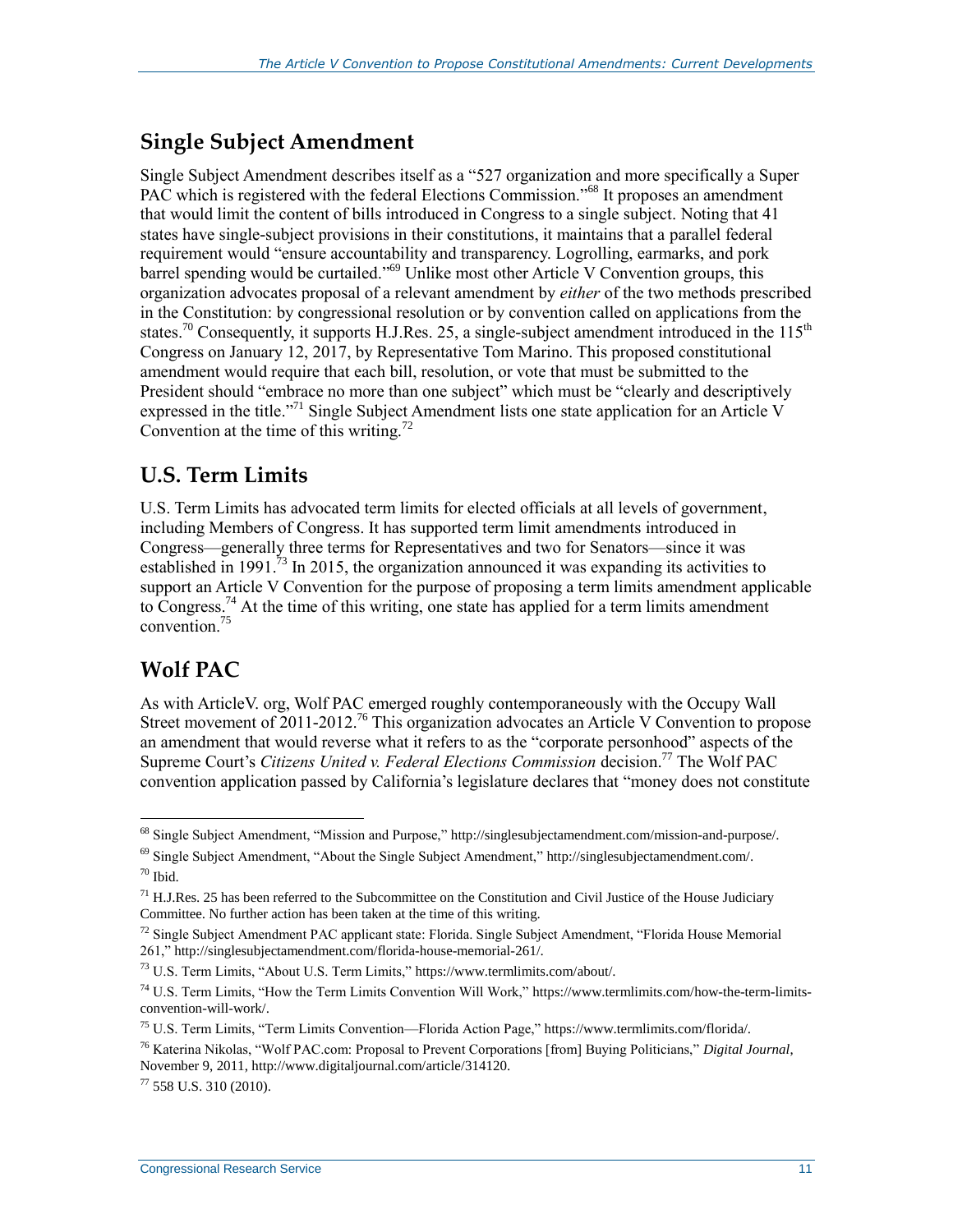## Single Subject Amendment

Single Subject Amendment describes itself as a "527 organization and more specifically a Super PAC which is registered with the federal Elections Commission."[68] It proposes an amendment that would limit the content of bills introduced in Congress to a single subject. Noting that 41 states have single-subject provisions in their constitutions, it maintains that a parallel federal requirement would "ensure accountability and transparency. Logrolling, earmarks, and pork barrel spending would be curtailed."[69] Unlike most other Article V Convention groups, this organization advocates proposal of a relevant amendment by *either* of the two methods prescribed in the Constitution: by congressional resolution or by convention called on applications from the states.[70] Consequently, it supports H.J.Res. 25, a single-subject amendment introduced in the 115th Congress on January 12, 2017, by Representative Tom Marino. This proposed constitutional amendment would require that each bill, resolution, or vote that must be submitted to the President should "embrace no more than one subject" which must be "clearly and descriptively expressed in the title."[71] Single Subject Amendment lists one state application for an Article V Convention at the time of this writing.[72]

## U.S. Term Limits

U.S. Term Limits has advocated term limits for elected officials at all levels of government, including Members of Congress. It has supported term limit amendments introduced in Congress—generally three terms for Representatives and two for Senators—since it was established in 1991.[73] In 2015, the organization announced it was expanding its activities to support an Article V Convention for the purpose of proposing a term limits amendment applicable to Congress.[74] At the time of this writing, one state has applied for a term limits amendment convention.[75]

## Wolf PAC

As with ArticleV. org, Wolf PAC emerged roughly contemporaneously with the Occupy Wall Street movement of 2011-2012.[76] This organization advocates an Article V Convention to propose an amendment that would reverse what it refers to as the "corporate personhood" aspects of the Supreme Court's *Citizens United v. Federal Elections Commission* decision.[77] The Wolf PAC convention application passed by California's legislature declares that "money does not constitute

---

[68] Single Subject Amendment, "Mission and Purpose," http://singlesubjectamendment.com/mission-and-purpose/.

[69] Single Subject Amendment, "About the Single Subject Amendment," http://singlesubjectamendment.com/.

[70] Ibid.

[71] H.J.Res. 25 has been referred to the Subcommittee on the Constitution and Civil Justice of the House Judiciary Committee. No further action has been taken at the time of this writing.

[72] Single Subject Amendment PAC applicant state: Florida. Single Subject Amendment, "Florida House Memorial 261," http://singlesubjectamendment.com/florida-house-memorial-261/.

[73] U.S. Term Limits, "About U.S. Term Limits," https://www.termlimits.com/about/.

[74] U.S. Term Limits, "How the Term Limits Convention Will Work," https://www.termlimits.com/how-the-term-limits-convention-will-work/.

[75] U.S. Term Limits, "Term Limits Convention—Florida Action Page," https://www.termlimits.com/florida/.

[76] Katerina Nikolas, "Wolf PAC.com: Proposal to Prevent Corporations [from] Buying Politicians," *Digital Journal*, November 9, 2011, http://www.digitaljournal.com/article/314120.

[77] 558 U.S. 310 (2010).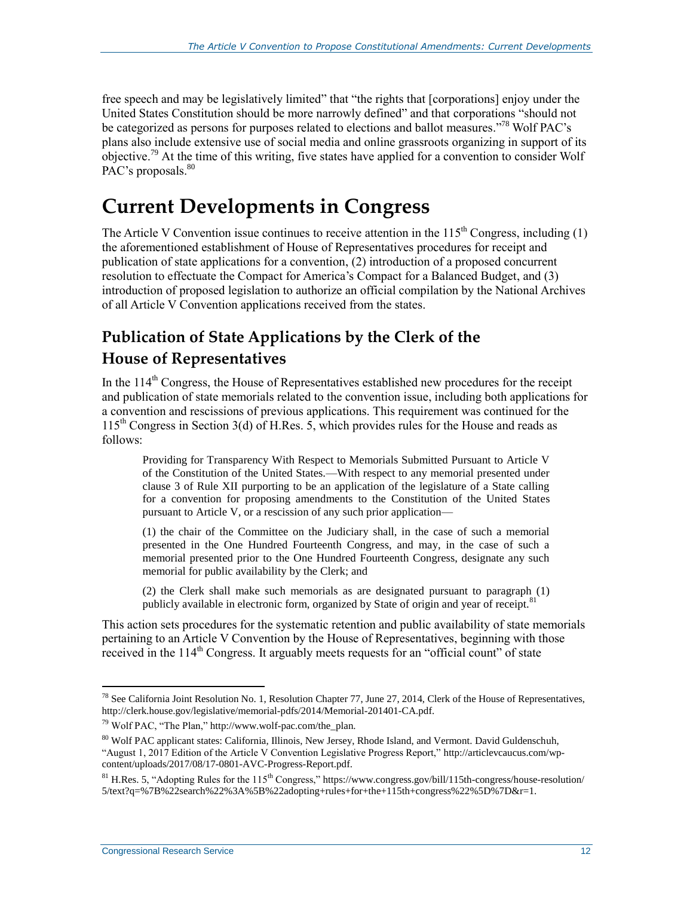free speech and may be legislatively limited" that "the rights that [corporations] enjoy under the United States Constitution should be more narrowly defined" and that corporations "should not be categorized as persons for purposes related to elections and ballot measures."[78] Wolf PAC's plans also include extensive use of social media and online grassroots organizing in support of its objective.[79] At the time of this writing, five states have applied for a convention to consider Wolf PAC's proposals.[80]

# Current Developments in Congress

The Article V Convention issue continues to receive attention in the 115th Congress, including (1) the aforementioned establishment of House of Representatives procedures for receipt and publication of state applications for a convention, (2) introduction of a proposed concurrent resolution to effectuate the Compact for America's Compact for a Balanced Budget, and (3) introduction of proposed legislation to authorize an official compilation by the National Archives of all Article V Convention applications received from the states.

## Publication of State Applications by the Clerk of the House of Representatives

In the 114th Congress, the House of Representatives established new procedures for the receipt and publication of state memorials related to the convention issue, including both applications for a convention and rescissions of previous applications. This requirement was continued for the 115th Congress in Section 3(d) of H.Res. 5, which provides rules for the House and reads as follows:

> Providing for Transparency With Respect to Memorials Submitted Pursuant to Article V of the Constitution of the United States.—With respect to any memorial presented under clause 3 of Rule XII purporting to be an application of the legislature of a State calling for a convention for proposing amendments to the Constitution of the United States pursuant to Article V, or a rescission of any such prior application—
>
> (1) the chair of the Committee on the Judiciary shall, in the case of such a memorial presented in the One Hundred Fourteenth Congress, and may, in the case of such a memorial presented prior to the One Hundred Fourteenth Congress, designate any such memorial for public availability by the Clerk; and
>
> (2) the Clerk shall make such memorials as are designated pursuant to paragraph (1) publicly available in electronic form, organized by State of origin and year of receipt.[81]

This action sets procedures for the systematic retention and public availability of state memorials pertaining to an Article V Convention by the House of Representatives, beginning with those received in the 114th Congress. It arguably meets requests for an "official count" of state

---

[78] See California Joint Resolution No. 1, Resolution Chapter 77, June 27, 2014, Clerk of the House of Representatives, http://clerk.house.gov/legislative/memorial-pdfs/2014/Memorial-201401-CA.pdf.

[79] Wolf PAC, "The Plan," http://www.wolf-pac.com/the_plan.

[80] Wolf PAC applicant states: California, Illinois, New Jersey, Rhode Island, and Vermont. David Guldenschuh, "August 1, 2017 Edition of the Article V Convention Legislative Progress Report," http://articlevcaucus.com/wp-content/uploads/2017/08/17-0801-AVC-Progress-Report.pdf.

[81] H.Res. 5, "Adopting Rules for the 115th Congress," https://www.congress.gov/bill/115th-congress/house-resolution/5/text?q=%7B%22search%22%3A%5B%22adopting+rules+for+the+115th+congress%22%5D%7D&r=1.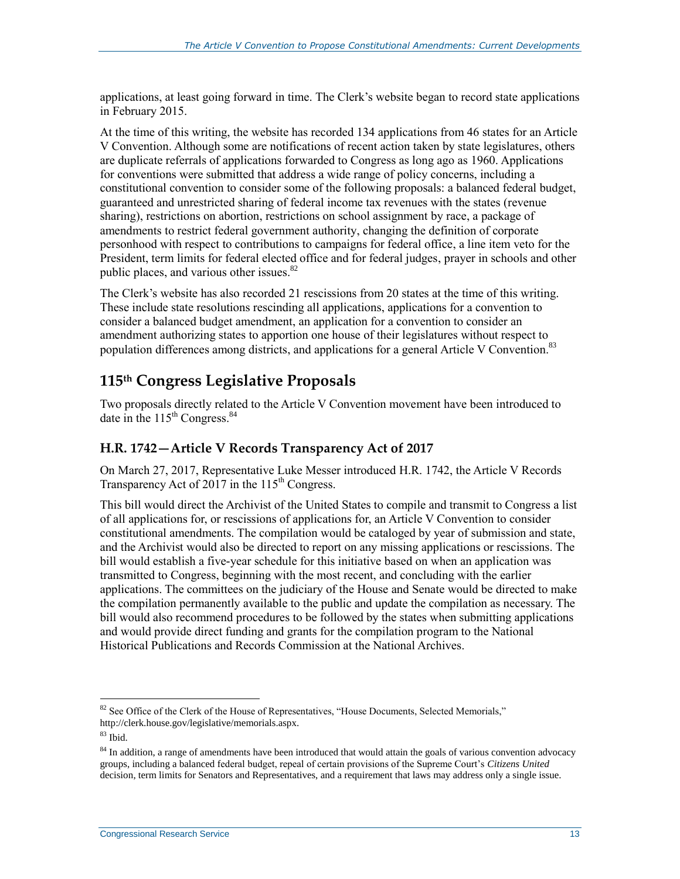applications, at least going forward in time. The Clerk's website began to record state applications in February 2015.

At the time of this writing, the website has recorded 134 applications from 46 states for an Article V Convention. Although some are notifications of recent action taken by state legislatures, others are duplicate referrals of applications forwarded to Congress as long ago as 1960. Applications for conventions were submitted that address a wide range of policy concerns, including a constitutional convention to consider some of the following proposals: a balanced federal budget, guaranteed and unrestricted sharing of federal income tax revenues with the states (revenue sharing), restrictions on abortion, restrictions on school assignment by race, a package of amendments to restrict federal government authority, changing the definition of corporate personhood with respect to contributions to campaigns for federal office, a line item veto for the President, term limits for federal elected office and for federal judges, prayer in schools and other public places, and various other issues.[82]

The Clerk's website has also recorded 21 rescissions from 20 states at the time of this writing. These include state resolutions rescinding all applications, applications for a convention to consider a balanced budget amendment, an application for a convention to consider an amendment authorizing states to apportion one house of their legislatures without respect to population differences among districts, and applications for a general Article V Convention.[83]

## 115th Congress Legislative Proposals

Two proposals directly related to the Article V Convention movement have been introduced to date in the 115th Congress.[84]

### H.R. 1742—Article V Records Transparency Act of 2017

On March 27, 2017, Representative Luke Messer introduced H.R. 1742, the Article V Records Transparency Act of 2017 in the 115th Congress.

This bill would direct the Archivist of the United States to compile and transmit to Congress a list of all applications for, or rescissions of applications for, an Article V Convention to consider constitutional amendments. The compilation would be cataloged by year of submission and state, and the Archivist would also be directed to report on any missing applications or rescissions. The bill would establish a five-year schedule for this initiative based on when an application was transmitted to Congress, beginning with the most recent, and concluding with the earlier applications. The committees on the judiciary of the House and Senate would be directed to make the compilation permanently available to the public and update the compilation as necessary. The bill would also recommend procedures to be followed by the states when submitting applications and would provide direct funding and grants for the compilation program to the National Historical Publications and Records Commission at the National Archives.

---

[82] See Office of the Clerk of the House of Representatives, "House Documents, Selected Memorials," http://clerk.house.gov/legislative/memorials.aspx.

[83] Ibid.

[84] In addition, a range of amendments have been introduced that would attain the goals of various convention advocacy groups, including a balanced federal budget, repeal of certain provisions of the Supreme Court's *Citizens United* decision, term limits for Senators and Representatives, and a requirement that laws may address only a single issue.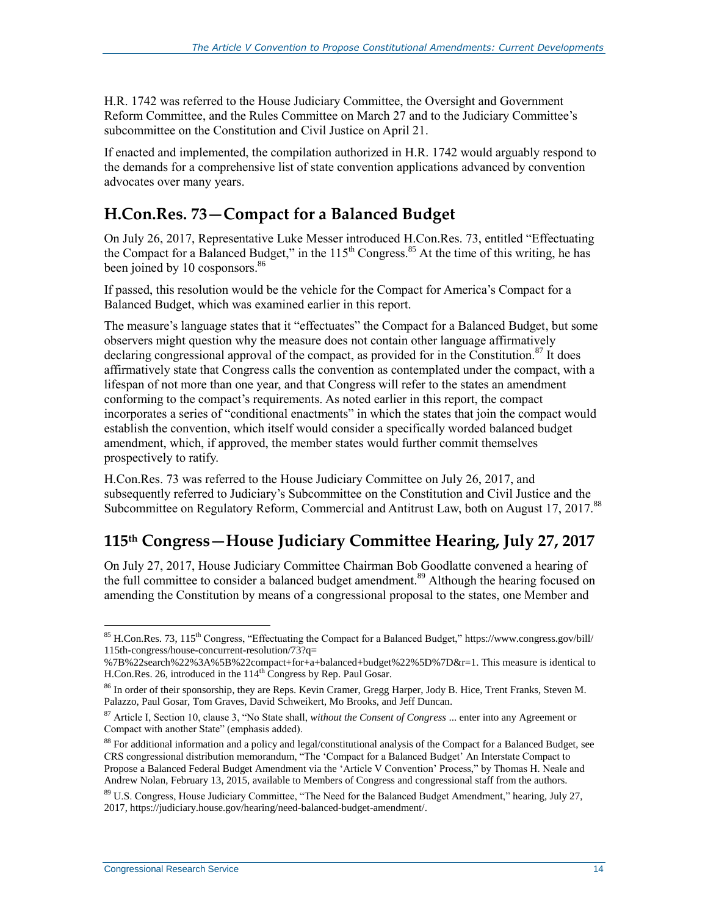H.R. 1742 was referred to the House Judiciary Committee, the Oversight and Government Reform Committee, and the Rules Committee on March 27 and to the Judiciary Committee's subcommittee on the Constitution and Civil Justice on April 21.

If enacted and implemented, the compilation authorized in H.R. 1742 would arguably respond to the demands for a comprehensive list of state convention applications advanced by convention advocates over many years.

## H.Con.Res. 73—Compact for a Balanced Budget

On July 26, 2017, Representative Luke Messer introduced H.Con.Res. 73, entitled "Effectuating the Compact for a Balanced Budget," in the 115th Congress.[85] At the time of this writing, he has been joined by 10 cosponsors.[86]

If passed, this resolution would be the vehicle for the Compact for America's Compact for a Balanced Budget, which was examined earlier in this report.

The measure's language states that it "effectuates" the Compact for a Balanced Budget, but some observers might question why the measure does not contain other language affirmatively declaring congressional approval of the compact, as provided for in the Constitution.[87] It does affirmatively state that Congress calls the convention as contemplated under the compact, with a lifespan of not more than one year, and that Congress will refer to the states an amendment conforming to the compact's requirements. As noted earlier in this report, the compact incorporates a series of "conditional enactments" in which the states that join the compact would establish the convention, which itself would consider a specifically worded balanced budget amendment, which, if approved, the member states would further commit themselves prospectively to ratify.

H.Con.Res. 73 was referred to the House Judiciary Committee on July 26, 2017, and subsequently referred to Judiciary's Subcommittee on the Constitution and Civil Justice and the Subcommittee on Regulatory Reform, Commercial and Antitrust Law, both on August 17, 2017.[88]

## 115th Congress—House Judiciary Committee Hearing, July 27, 2017

On July 27, 2017, House Judiciary Committee Chairman Bob Goodlatte convened a hearing of the full committee to consider a balanced budget amendment.[89] Although the hearing focused on amending the Constitution by means of a congressional proposal to the states, one Member and

---

[85] H.Con.Res. 73, 115th Congress, "Effectuating the Compact for a Balanced Budget," https://www.congress.gov/bill/115th-congress/house-concurrent-resolution/73?q=%7B%22search%22%3A%5B%22compact+for+a+balanced+budget%22%5D%7D&r=1. This measure is identical to H.Con.Res. 26, introduced in the 114th Congress by Rep. Paul Gosar.

[86] In order of their sponsorship, they are Reps. Kevin Cramer, Gregg Harper, Jody B. Hice, Trent Franks, Steven M. Palazzo, Paul Gosar, Tom Graves, David Schweikert, Mo Brooks, and Jeff Duncan.

[87] Article I, Section 10, clause 3, "No State shall, *without the Consent of Congress* ... enter into any Agreement or Compact with another State" (emphasis added).

[88] For additional information and a policy and legal/constitutional analysis of the Compact for a Balanced Budget, see CRS congressional distribution memorandum, "The 'Compact for a Balanced Budget' An Interstate Compact to Propose a Balanced Federal Budget Amendment via the 'Article V Convention' Process," by Thomas H. Neale and Andrew Nolan, February 13, 2015, available to Members of Congress and congressional staff from the authors.

[89] U.S. Congress, House Judiciary Committee, "The Need for the Balanced Budget Amendment," hearing, July 27, 2017, https://judiciary.house.gov/hearing/need-balanced-budget-amendment/.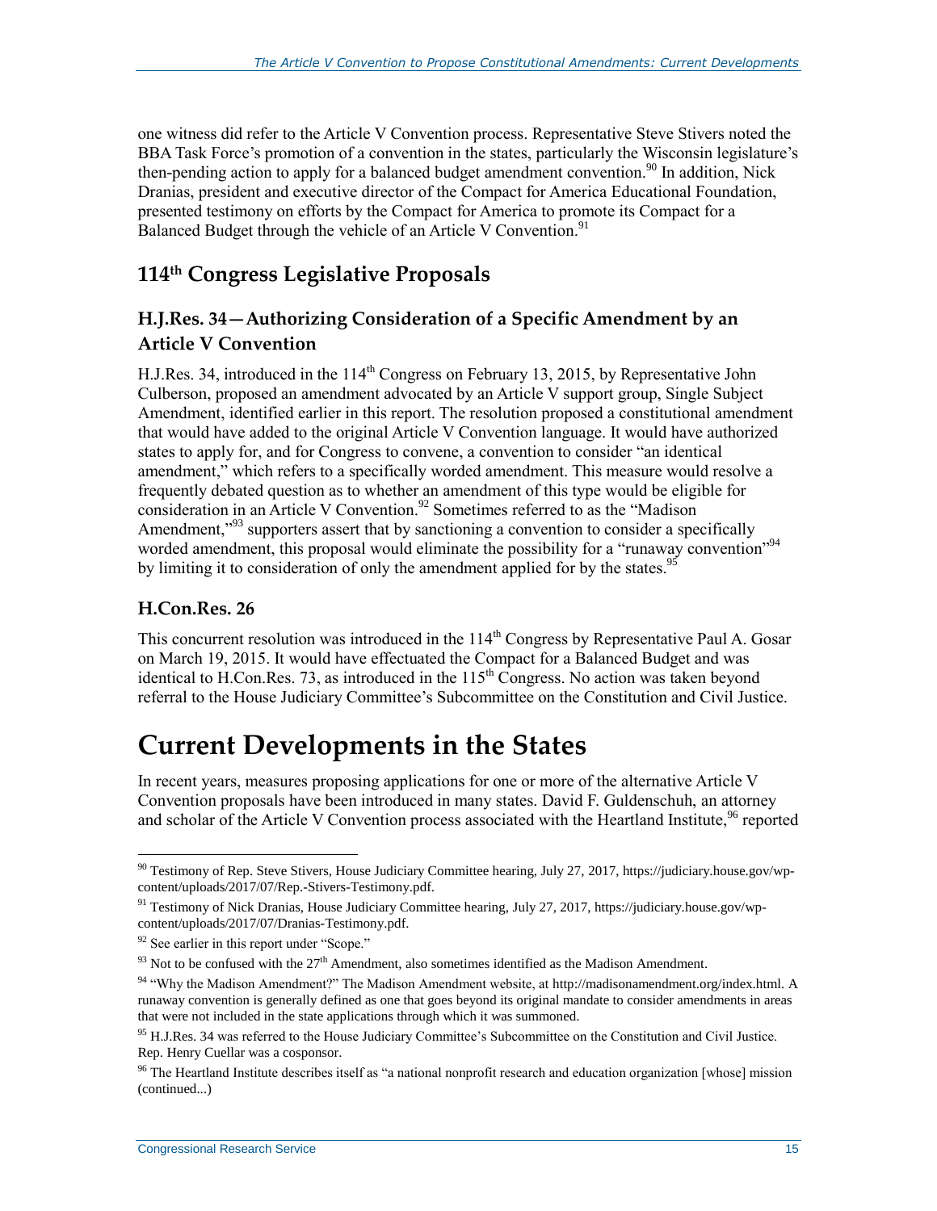one witness did refer to the Article V Convention process. Representative Steve Stivers noted the BBA Task Force's promotion of a convention in the states, particularly the Wisconsin legislature's then-pending action to apply for a balanced budget amendment convention.[90] In addition, Nick Dranias, president and executive director of the Compact for America Educational Foundation, presented testimony on efforts by the Compact for America to promote its Compact for a Balanced Budget through the vehicle of an Article V Convention.[91]

## 114th Congress Legislative Proposals

### H.J.Res. 34—Authorizing Consideration of a Specific Amendment by an Article V Convention

H.J.Res. 34, introduced in the 114th Congress on February 13, 2015, by Representative John Culberson, proposed an amendment advocated by an Article V support group, Single Subject Amendment, identified earlier in this report. The resolution proposed a constitutional amendment that would have added to the original Article V Convention language. It would have authorized states to apply for, and for Congress to convene, a convention to consider "an identical amendment," which refers to a specifically worded amendment. This measure would resolve a frequently debated question as to whether an amendment of this type would be eligible for consideration in an Article V Convention.[92] Sometimes referred to as the "Madison Amendment,"[93] supporters assert that by sanctioning a convention to consider a specifically worded amendment, this proposal would eliminate the possibility for a "runaway convention"[94] by limiting it to consideration of only the amendment applied for by the states.[95]

### H.Con.Res. 26

This concurrent resolution was introduced in the 114th Congress by Representative Paul A. Gosar on March 19, 2015. It would have effectuated the Compact for a Balanced Budget and was identical to H.Con.Res. 73, as introduced in the 115th Congress. No action was taken beyond referral to the House Judiciary Committee's Subcommittee on the Constitution and Civil Justice.

# Current Developments in the States

In recent years, measures proposing applications for one or more of the alternative Article V Convention proposals have been introduced in many states. David F. Guldenschuh, an attorney and scholar of the Article V Convention process associated with the Heartland Institute,[96] reported

---

[90] Testimony of Rep. Steve Stivers, House Judiciary Committee hearing, July 27, 2017, https://judiciary.house.gov/wp-content/uploads/2017/07/Rep.-Stivers-Testimony.pdf.

[91] Testimony of Nick Dranias, House Judiciary Committee hearing, July 27, 2017, https://judiciary.house.gov/wp-content/uploads/2017/07/Dranias-Testimony.pdf.

[92] See earlier in this report under "Scope."

[93] Not to be confused with the 27th Amendment, also sometimes identified as the Madison Amendment.

[94] "Why the Madison Amendment?" The Madison Amendment website, at http://madisonamendment.org/index.html. A runaway convention is generally defined as one that goes beyond its original mandate to consider amendments in areas that were not included in the state applications through which it was summoned.

[95] H.J.Res. 34 was referred to the House Judiciary Committee's Subcommittee on the Constitution and Civil Justice. Rep. Henry Cuellar was a cosponsor.

[96] The Heartland Institute describes itself as "a national nonprofit research and education organization [whose] mission (continued...)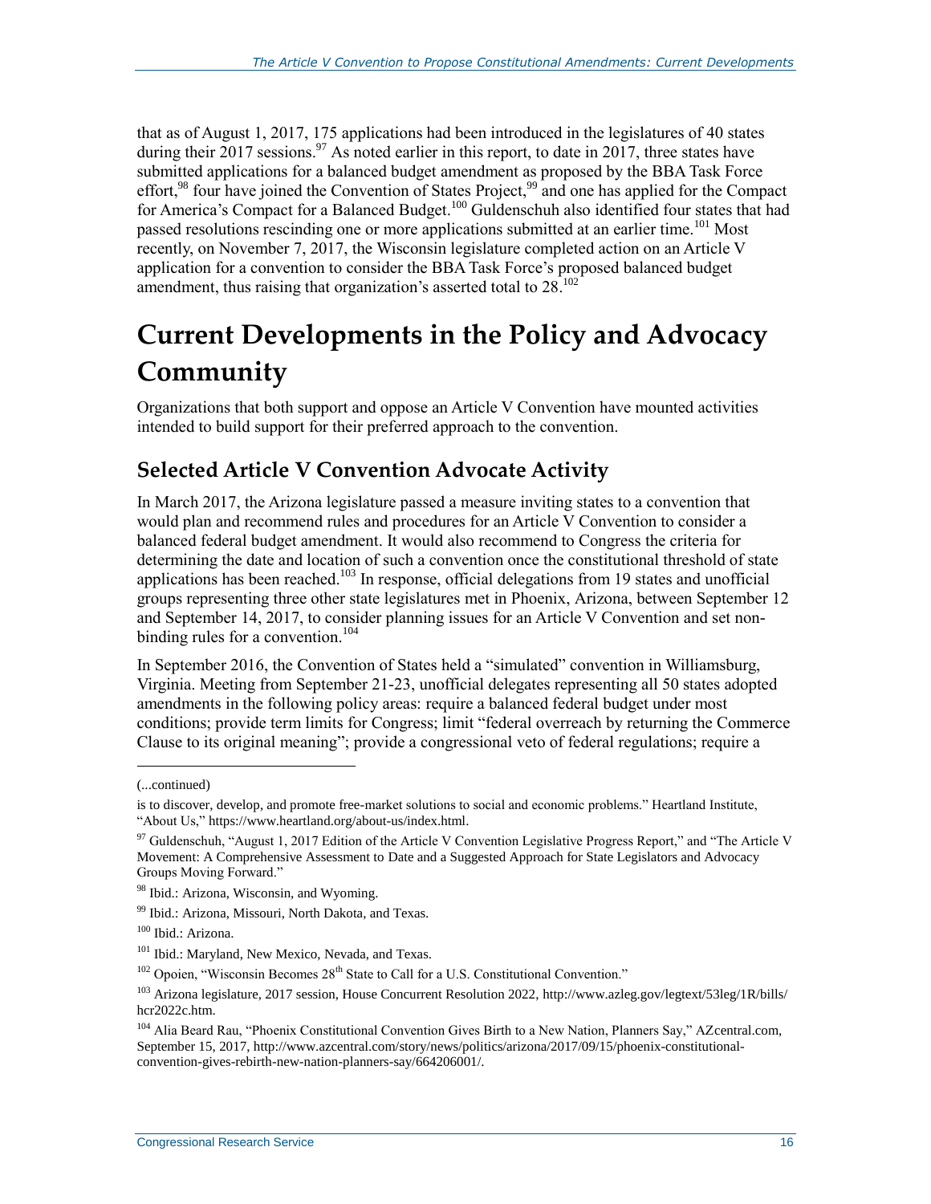that as of August 1, 2017, 175 applications had been introduced in the legislatures of 40 states during their 2017 sessions.[97] As noted earlier in this report, to date in 2017, three states have submitted applications for a balanced budget amendment as proposed by the BBA Task Force effort,[98] four have joined the Convention of States Project,[99] and one has applied for the Compact for America's Compact for a Balanced Budget.[100] Guldenschuh also identified four states that had passed resolutions rescinding one or more applications submitted at an earlier time.[101] Most recently, on November 7, 2017, the Wisconsin legislature completed action on an Article V application for a convention to consider the BBA Task Force's proposed balanced budget amendment, thus raising that organization's asserted total to 28.[102]

# Current Developments in the Policy and Advocacy Community

Organizations that both support and oppose an Article V Convention have mounted activities intended to build support for their preferred approach to the convention.

## Selected Article V Convention Advocate Activity

In March 2017, the Arizona legislature passed a measure inviting states to a convention that would plan and recommend rules and procedures for an Article V Convention to consider a balanced federal budget amendment. It would also recommend to Congress the criteria for determining the date and location of such a convention once the constitutional threshold of state applications has been reached.[103] In response, official delegations from 19 states and unofficial groups representing three other state legislatures met in Phoenix, Arizona, between September 12 and September 14, 2017, to consider planning issues for an Article V Convention and set non-binding rules for a convention.[104]

In September 2016, the Convention of States held a "simulated" convention in Williamsburg, Virginia. Meeting from September 21-23, unofficial delegates representing all 50 states adopted amendments in the following policy areas: require a balanced federal budget under most conditions; provide term limits for Congress; limit "federal overreach by returning the Commerce Clause to its original meaning"; provide a congressional veto of federal regulations; require a

(...continued)

is to discover, develop, and promote free-market solutions to social and economic problems." Heartland Institute, "About Us," https://www.heartland.org/about-us/index.html.

[97] Guldenschuh, "August 1, 2017 Edition of the Article V Convention Legislative Progress Report," and "The Article V Movement: A Comprehensive Assessment to Date and a Suggested Approach for State Legislators and Advocacy Groups Moving Forward."

[98] Ibid.: Arizona, Wisconsin, and Wyoming.

[99] Ibid.: Arizona, Missouri, North Dakota, and Texas.

[100] Ibid.: Arizona.

[101] Ibid.: Maryland, New Mexico, Nevada, and Texas.

[102] Opoien, "Wisconsin Becomes 28th State to Call for a U.S. Constitutional Convention."

[103] Arizona legislature, 2017 session, House Concurrent Resolution 2022, http://www.azleg.gov/legtext/53leg/1R/bills/hcr2022c.htm.

[104] Alia Beard Rau, "Phoenix Constitutional Convention Gives Birth to a New Nation, Planners Say," AZcentral.com, September 15, 2017, http://www.azcentral.com/story/news/politics/arizona/2017/09/15/phoenix-constitutional-convention-gives-rebirth-new-nation-planners-say/664206001/.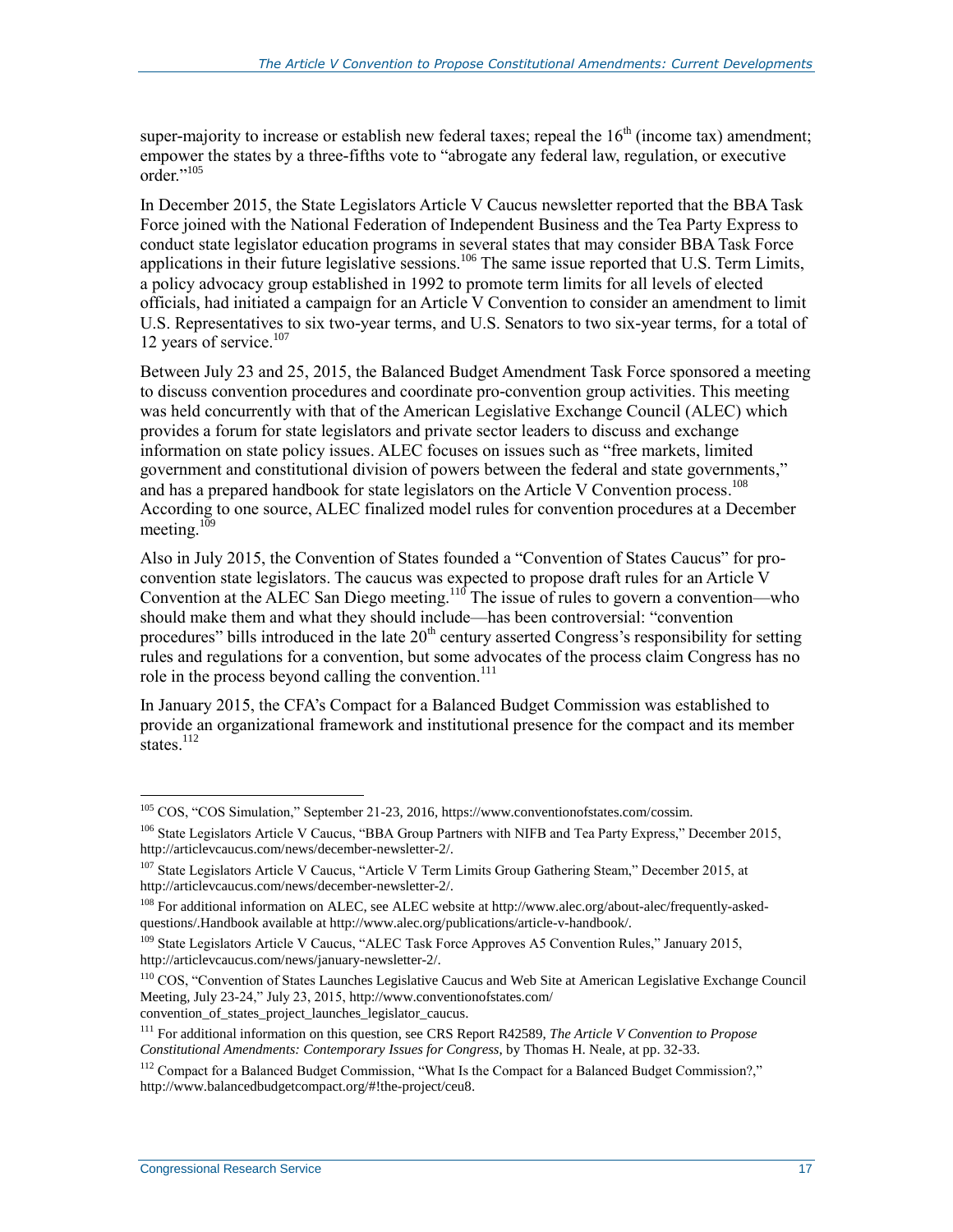super-majority to increase or establish new federal taxes; repeal the $16^{th}$ (income tax) amendment; empower the states by a three-fifths vote to "abrogate any federal law, regulation, or executive order."[105]

In December 2015, the State Legislators Article V Caucus newsletter reported that the BBA Task Force joined with the National Federation of Independent Business and the Tea Party Express to conduct state legislator education programs in several states that may consider BBA Task Force applications in their future legislative sessions.[106] The same issue reported that U.S. Term Limits, a policy advocacy group established in 1992 to promote term limits for all levels of elected officials, had initiated a campaign for an Article V Convention to consider an amendment to limit U.S. Representatives to six two-year terms, and U.S. Senators to two six-year terms, for a total of 12 years of service.[107]

Between July 23 and 25, 2015, the Balanced Budget Amendment Task Force sponsored a meeting to discuss convention procedures and coordinate pro-convention group activities. This meeting was held concurrently with that of the American Legislative Exchange Council (ALEC) which provides a forum for state legislators and private sector leaders to discuss and exchange information on state policy issues. ALEC focuses on issues such as "free markets, limited government and constitutional division of powers between the federal and state governments," and has a prepared handbook for state legislators on the Article V Convention process.[108] According to one source, ALEC finalized model rules for convention procedures at a December meeting.[109]

Also in July 2015, the Convention of States founded a "Convention of States Caucus" for pro-convention state legislators. The caucus was expected to propose draft rules for an Article V Convention at the ALEC San Diego meeting.[110] The issue of rules to govern a convention—who should make them and what they should include—has been controversial: "convention procedures" bills introduced in the late $20^{th}$ century asserted Congress's responsibility for setting rules and regulations for a convention, but some advocates of the process claim Congress has no role in the process beyond calling the convention.[111]

In January 2015, the CFA's Compact for a Balanced Budget Commission was established to provide an organizational framework and institutional presence for the compact and its member states.[112]

---

[105] COS, "COS Simulation," September 21-23, 2016, https://www.conventionofstates.com/cossim.

[106] State Legislators Article V Caucus, "BBA Group Partners with NIFB and Tea Party Express," December 2015, http://articlevcaucus.com/news/december-newsletter-2/.

[107] State Legislators Article V Caucus, "Article V Term Limits Group Gathering Steam," December 2015, at http://articlevcaucus.com/news/december-newsletter-2/.

[108] For additional information on ALEC, see ALEC website at http://www.alec.org/about-alec/frequently-asked-questions/.Handbook available at http://www.alec.org/publications/article-v-handbook/.

[109] State Legislators Article V Caucus, "ALEC Task Force Approves A5 Convention Rules," January 2015, http://articlevcaucus.com/news/january-newsletter-2/.

[110] COS, "Convention of States Launches Legislative Caucus and Web Site at American Legislative Exchange Council Meeting, July 23-24," July 23, 2015, http://www.conventionofstates.com/convention_of_states_project_launches_legislator_caucus.

[111] For additional information on this question, see CRS Report R42589, *The Article V Convention to Propose Constitutional Amendments: Contemporary Issues for Congress*, by Thomas H. Neale, at pp. 32-33.

[112] Compact for a Balanced Budget Commission, "What Is the Compact for a Balanced Budget Commission?," http://www.balancedbudgetcompact.org/#!the-project/ceu8.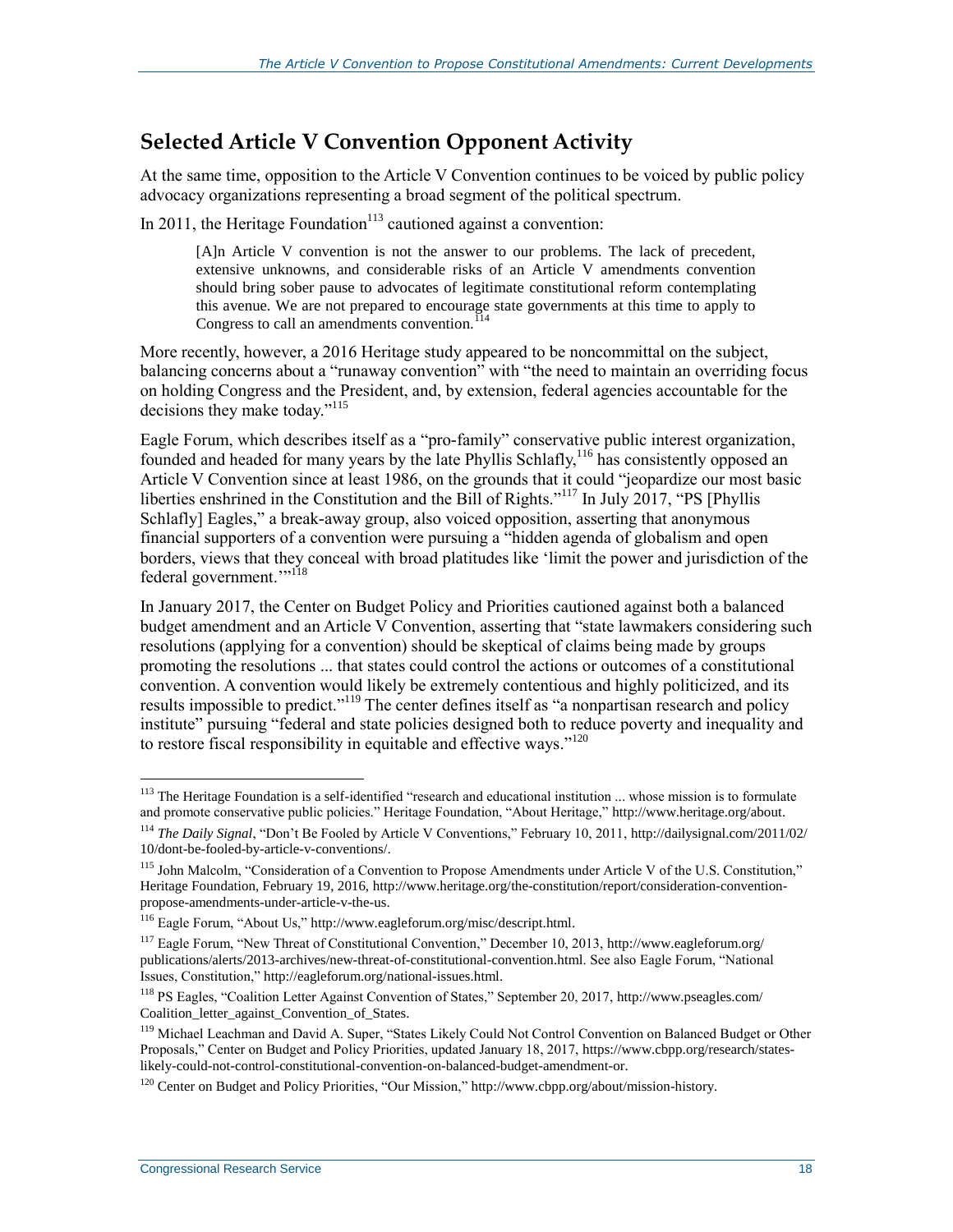## Selected Article V Convention Opponent Activity

At the same time, opposition to the Article V Convention continues to be voiced by public policy advocacy organizations representing a broad segment of the political spectrum.

In 2011, the Heritage Foundation[113] cautioned against a convention:

> [A]n Article V convention is not the answer to our problems. The lack of precedent, extensive unknowns, and considerable risks of an Article V amendments convention should bring sober pause to advocates of legitimate constitutional reform contemplating this avenue. We are not prepared to encourage state governments at this time to apply to Congress to call an amendments convention.[114]

More recently, however, a 2016 Heritage study appeared to be noncommittal on the subject, balancing concerns about a "runaway convention" with "the need to maintain an overriding focus on holding Congress and the President, and, by extension, federal agencies accountable for the decisions they make today."[115]

Eagle Forum, which describes itself as a "pro-family" conservative public interest organization, founded and headed for many years by the late Phyllis Schlafly,[116] has consistently opposed an Article V Convention since at least 1986, on the grounds that it could "jeopardize our most basic liberties enshrined in the Constitution and the Bill of Rights."[117] In July 2017, "PS [Phyllis Schlafly] Eagles," a break-away group, also voiced opposition, asserting that anonymous financial supporters of a convention were pursuing a "hidden agenda of globalism and open borders, views that they conceal with broad platitudes like 'limit the power and jurisdiction of the federal government.'"[118]

In January 2017, the Center on Budget Policy and Priorities cautioned against both a balanced budget amendment and an Article V Convention, asserting that "state lawmakers considering such resolutions (applying for a convention) should be skeptical of claims being made by groups promoting the resolutions ... that states could control the actions or outcomes of a constitutional convention. A convention would likely be extremely contentious and highly politicized, and its results impossible to predict."[119] The center defines itself as "a nonpartisan research and policy institute" pursuing "federal and state policies designed both to reduce poverty and inequality and to restore fiscal responsibility in equitable and effective ways."[120]

---

[113] The Heritage Foundation is a self-identified "research and educational institution ... whose mission is to formulate and promote conservative public policies." Heritage Foundation, "About Heritage," http://www.heritage.org/about.

[114] *The Daily Signal*, "Don't Be Fooled by Article V Conventions," February 10, 2011, http://dailysignal.com/2011/02/10/dont-be-fooled-by-article-v-conventions/.

[115] John Malcolm, "Consideration of a Convention to Propose Amendments under Article V of the U.S. Constitution," Heritage Foundation, February 19, 2016, http://www.heritage.org/the-constitution/report/consideration-convention-propose-amendments-under-article-v-the-us.

[116] Eagle Forum, "About Us," http://www.eagleforum.org/misc/descript.html.

[117] Eagle Forum, "New Threat of Constitutional Convention," December 10, 2013, http://www.eagleforum.org/publications/alerts/2013-archives/new-threat-of-constitutional-convention.html. See also Eagle Forum, "National Issues, Constitution," http://eagleforum.org/national-issues.html.

[118] PS Eagles, "Coalition Letter Against Convention of States," September 20, 2017, http://www.pseagles.com/Coalition_letter_against_Convention_of_States.

[119] Michael Leachman and David A. Super, "States Likely Could Not Control Convention on Balanced Budget or Other Proposals," Center on Budget and Policy Priorities, updated January 18, 2017, https://www.cbpp.org/research/states-likely-could-not-control-constitutional-convention-on-balanced-budget-amendment-or.

[120] Center on Budget and Policy Priorities, "Our Mission," http://www.cbpp.org/about/mission-history.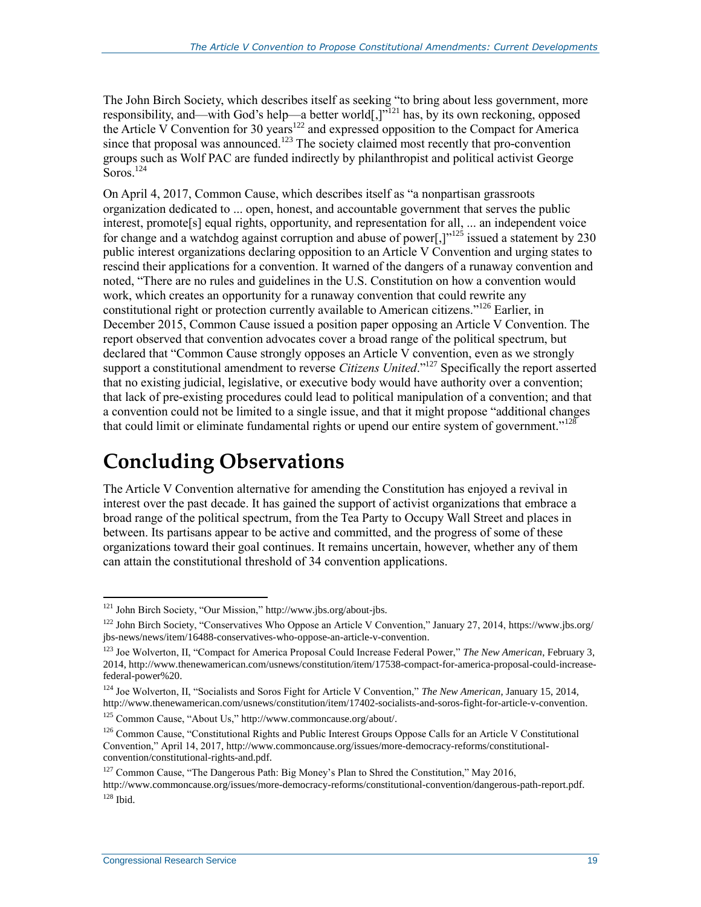The John Birch Society, which describes itself as seeking "to bring about less government, more responsibility, and—with God's help—a better world[,]"[121] has, by its own reckoning, opposed the Article V Convention for 30 years[122] and expressed opposition to the Compact for America since that proposal was announced.[123] The society claimed most recently that pro-convention groups such as Wolf PAC are funded indirectly by philanthropist and political activist George Soros.[124]

On April 4, 2017, Common Cause, which describes itself as "a nonpartisan grassroots organization dedicated to ... open, honest, and accountable government that serves the public interest, promote[s] equal rights, opportunity, and representation for all, ... an independent voice for change and a watchdog against corruption and abuse of power[,]"[125] issued a statement by 230 public interest organizations declaring opposition to an Article V Convention and urging states to rescind their applications for a convention. It warned of the dangers of a runaway convention and noted, "There are no rules and guidelines in the U.S. Constitution on how a convention would work, which creates an opportunity for a runaway convention that could rewrite any constitutional right or protection currently available to American citizens."[126] Earlier, in December 2015, Common Cause issued a position paper opposing an Article V Convention. The report observed that convention advocates cover a broad range of the political spectrum, but declared that "Common Cause strongly opposes an Article V convention, even as we strongly support a constitutional amendment to reverse *Citizens United*."[127] Specifically the report asserted that no existing judicial, legislative, or executive body would have authority over a convention; that lack of pre-existing procedures could lead to political manipulation of a convention; and that a convention could not be limited to a single issue, and that it might propose "additional changes that could limit or eliminate fundamental rights or upend our entire system of government."[128]

# Concluding Observations

The Article V Convention alternative for amending the Constitution has enjoyed a revival in interest over the past decade. It has gained the support of activist organizations that embrace a broad range of the political spectrum, from the Tea Party to Occupy Wall Street and places in between. Its partisans appear to be active and committed, and the progress of some of these organizations toward their goal continues. It remains uncertain, however, whether any of them can attain the constitutional threshold of 34 convention applications.

---

[121] John Birch Society, "Our Mission," http://www.jbs.org/about-jbs.

[122] John Birch Society, "Conservatives Who Oppose an Article V Convention," January 27, 2014, https://www.jbs.org/jbs-news/news/item/16488-conservatives-who-oppose-an-article-v-convention.

[123] Joe Wolverton, II, "Compact for America Proposal Could Increase Federal Power," *The New American*, February 3, 2014, http://www.thenewamerican.com/usnews/constitution/item/17538-compact-for-america-proposal-could-increase-federal-power%20.

[124] Joe Wolverton, II, "Socialists and Soros Fight for Article V Convention," *The New American*, January 15, 2014, http://www.thenewamerican.com/usnews/constitution/item/17402-socialists-and-soros-fight-for-article-v-convention.

[125] Common Cause, "About Us," http://www.commoncause.org/about/.

[126] Common Cause, "Constitutional Rights and Public Interest Groups Oppose Calls for an Article V Constitutional Convention," April 14, 2017, http://www.commoncause.org/issues/more-democracy-reforms/constitutional-convention/constitutional-rights-and.pdf.

[127] Common Cause, "The Dangerous Path: Big Money's Plan to Shred the Constitution," May 2016, http://www.commoncause.org/issues/more-democracy-reforms/constitutional-convention/dangerous-path-report.pdf.

[128] Ibid.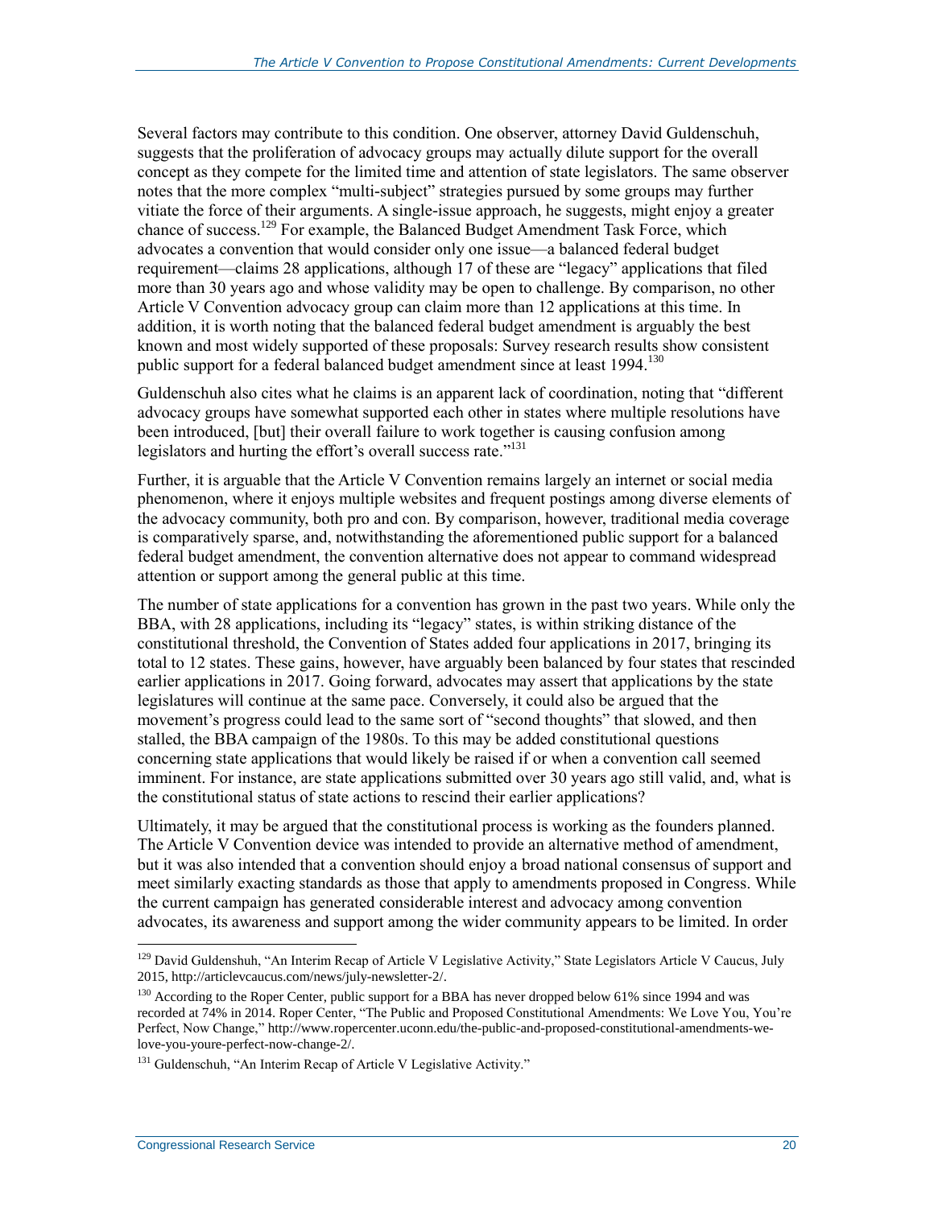Several factors may contribute to this condition. One observer, attorney David Guldenschuh, suggests that the proliferation of advocacy groups may actually dilute support for the overall concept as they compete for the limited time and attention of state legislators. The same observer notes that the more complex "multi-subject" strategies pursued by some groups may further vitiate the force of their arguments. A single-issue approach, he suggests, might enjoy a greater chance of success.[129] For example, the Balanced Budget Amendment Task Force, which advocates a convention that would consider only one issue—a balanced federal budget requirement—claims 28 applications, although 17 of these are "legacy" applications that filed more than 30 years ago and whose validity may be open to challenge. By comparison, no other Article V Convention advocacy group can claim more than 12 applications at this time. In addition, it is worth noting that the balanced federal budget amendment is arguably the best known and most widely supported of these proposals: Survey research results show consistent public support for a federal balanced budget amendment since at least 1994.[130]

Guldenschuh also cites what he claims is an apparent lack of coordination, noting that "different advocacy groups have somewhat supported each other in states where multiple resolutions have been introduced, [but] their overall failure to work together is causing confusion among legislators and hurting the effort's overall success rate."[131]

Further, it is arguable that the Article V Convention remains largely an internet or social media phenomenon, where it enjoys multiple websites and frequent postings among diverse elements of the advocacy community, both pro and con. By comparison, however, traditional media coverage is comparatively sparse, and, notwithstanding the aforementioned public support for a balanced federal budget amendment, the convention alternative does not appear to command widespread attention or support among the general public at this time.

The number of state applications for a convention has grown in the past two years. While only the BBA, with 28 applications, including its "legacy" states, is within striking distance of the constitutional threshold, the Convention of States added four applications in 2017, bringing its total to 12 states. These gains, however, have arguably been balanced by four states that rescinded earlier applications in 2017. Going forward, advocates may assert that applications by the state legislatures will continue at the same pace. Conversely, it could also be argued that the movement's progress could lead to the same sort of "second thoughts" that slowed, and then stalled, the BBA campaign of the 1980s. To this may be added constitutional questions concerning state applications that would likely be raised if or when a convention call seemed imminent. For instance, are state applications submitted over 30 years ago still valid, and, what is the constitutional status of state actions to rescind their earlier applications?

Ultimately, it may be argued that the constitutional process is working as the founders planned. The Article V Convention device was intended to provide an alternative method of amendment, but it was also intended that a convention should enjoy a broad national consensus of support and meet similarly exacting standards as those that apply to amendments proposed in Congress. While the current campaign has generated considerable interest and advocacy among convention advocates, its awareness and support among the wider community appears to be limited. In order

---

[129] David Guldenshuh, "An Interim Recap of Article V Legislative Activity," State Legislators Article V Caucus, July 2015, http://articlevcaucus.com/news/july-newsletter-2/.

[130] According to the Roper Center, public support for a BBA has never dropped below 61% since 1994 and was recorded at 74% in 2014. Roper Center, "The Public and Proposed Constitutional Amendments: We Love You, You're Perfect, Now Change," http://www.ropercenter.uconn.edu/the-public-and-proposed-constitutional-amendments-we-love-you-youre-perfect-now-change-2/.

[131] Guldenschuh, "An Interim Recap of Article V Legislative Activity."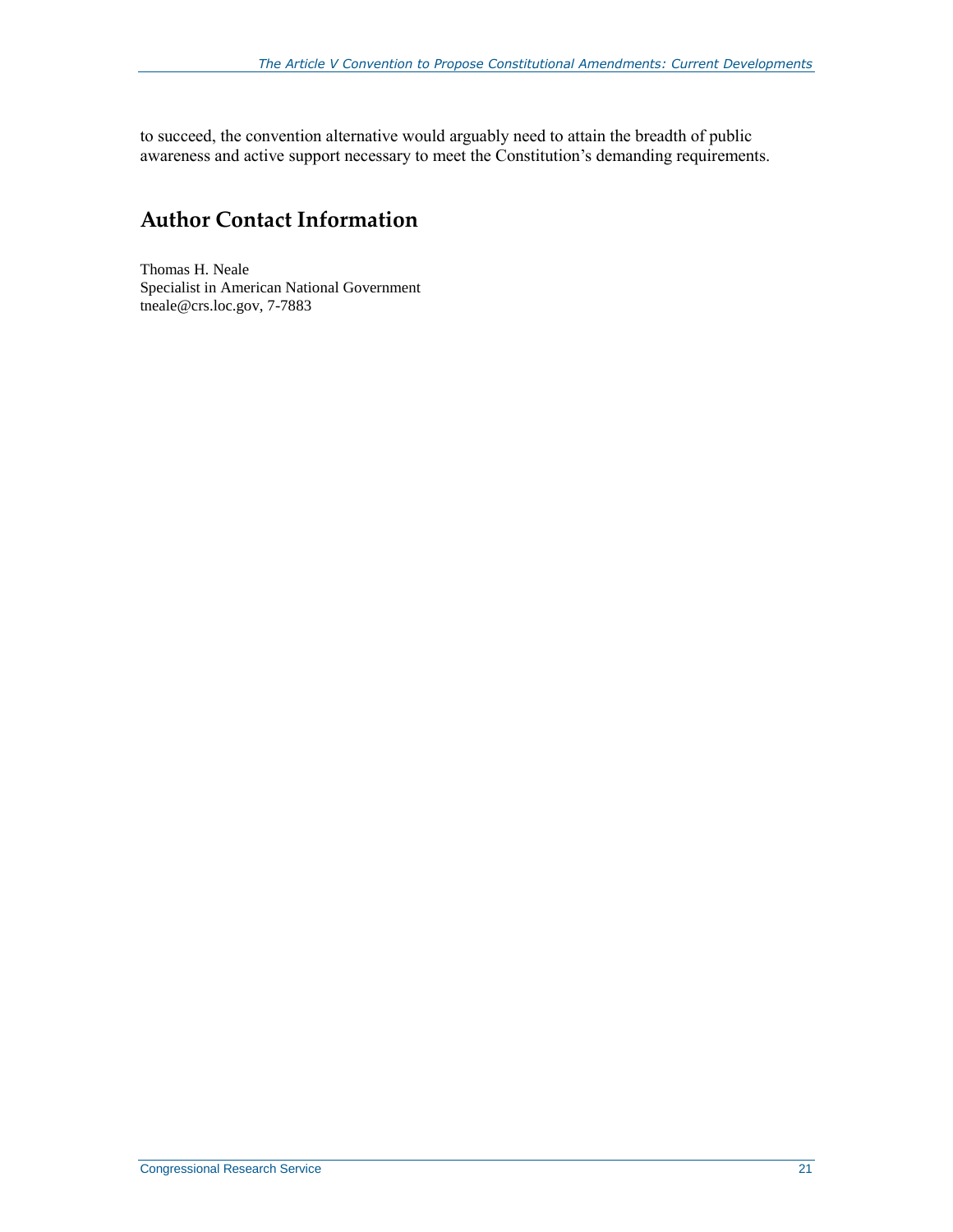to succeed, the convention alternative would arguably need to attain the breadth of public awareness and active support necessary to meet the Constitution's demanding requirements.

## Author Contact Information

Thomas H. Neale
Specialist in American National Government
tneale@crs.loc.gov, 7-7883